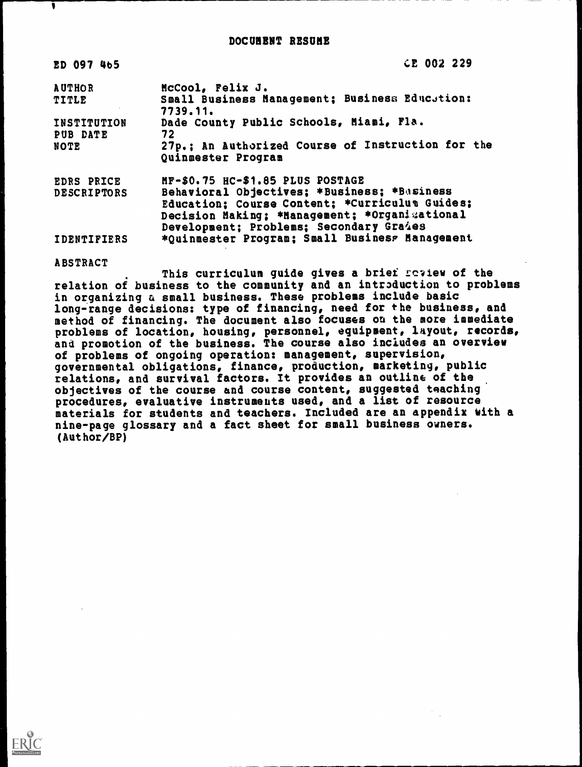# DOCUMENT RESUME

| | |
|---|---|
| ED 097 465 | CE 002 229 |
| AUTHOR | McCool, Felix J. |
| TITLE | Small Business Management; Business Education: 7739.11. |
| INSTITUTION | Dade County Public Schools, Miami, Fla. |
| PUB DATE | 72 |
| NOTE | 27p.; An Authorized Course of Instruction for the Quinmester Program |
| EDRS PRICE | MF-$0.75 HC-$1.85 PLUS POSTAGE |
| DESCRIPTORS | Behavioral Objectives; *Business; *Business Education; Course Content; *Curriculum Guides; Decision Making; *Management; *Organizational Development; Problems; Secondary Grades |
| IDENTIFIERS | *Quinmester Program; Small Business Management |

ABSTRACT

This curriculum guide gives a brief review of the relation of business to the community and an introduction to problems in organizing a small business. These problems include basic long-range decisions: type of financing, need for the business, and method of financing. The document also focuses on the more immediate problems of location, housing, personnel, equipment, layout, records, and promotion of the business. The course also includes an overview of problems of ongoing operation: management, supervision, governmental obligations, finance, production, marketing, public relations, and survival factors. It provides an outline of the objectives of the course and course content, suggested teaching procedures, evaluative instruments used, and a list of resource materials for students and teachers. Included are an appendix with a nine-page glossary and a fact sheet for small business owners. (Author/BP)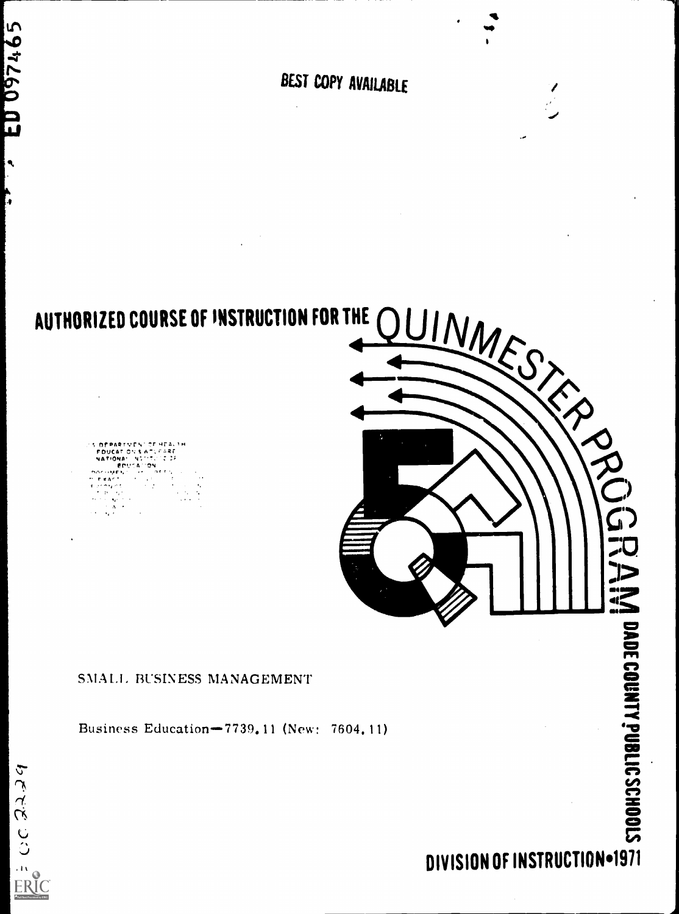ED 097465

BEST COPY AVAILABLE

# AUTHORIZED COURSE OF INSTRUCTION FOR THE QUINMESTER PROGRAM

SMALL BUSINESS MANAGEMENT

Business Education—7739.11 (New: 7604.11)

DADE COUNTY PUBLIC SCHOOLS

DIVISION OF INSTRUCTION•1971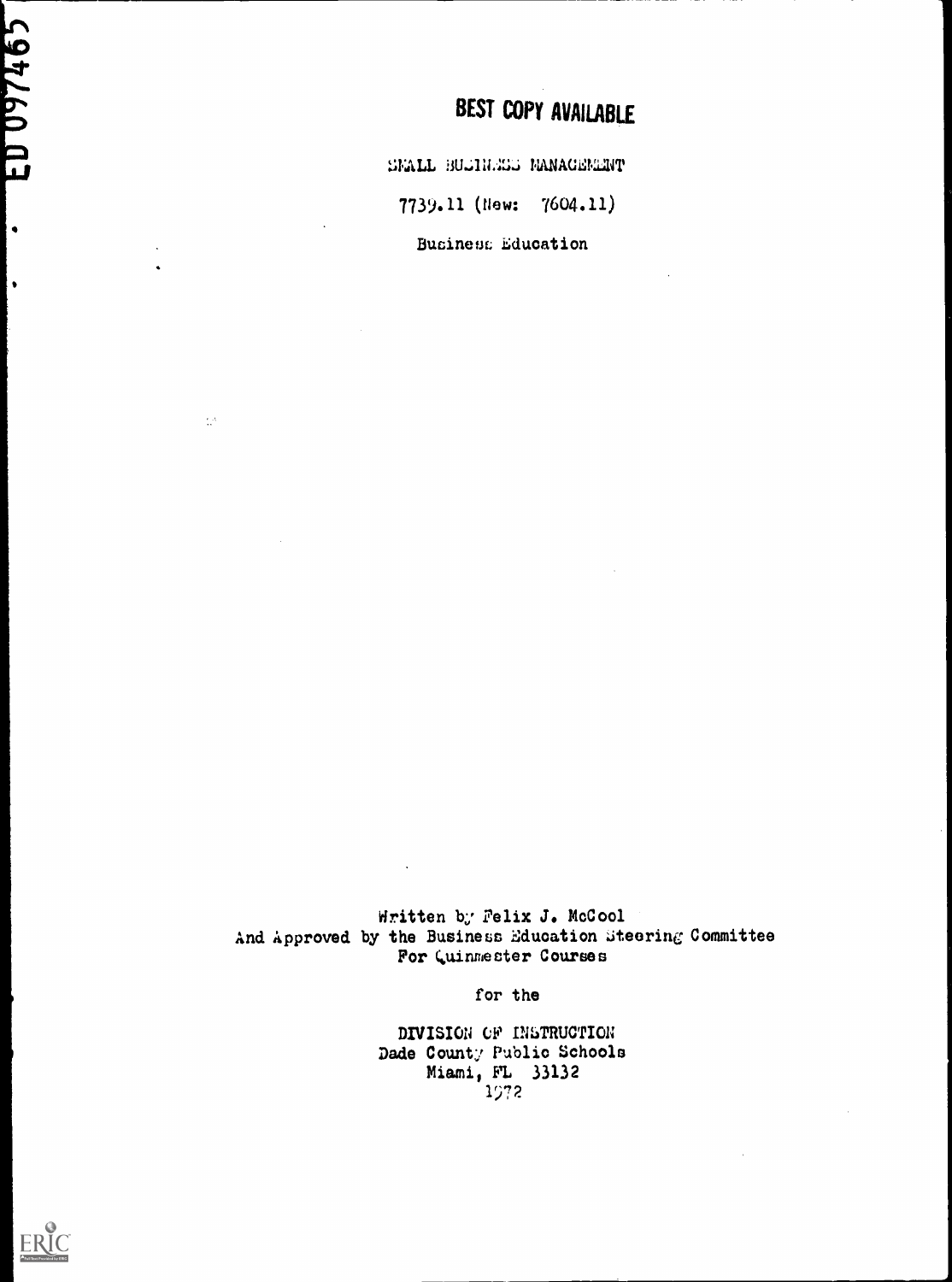# BEST COPY AVAILABLE

SMALL BUSINESS MANAGEMENT

7739.11 (New: 7604.11)

Business Education

Written by Felix J. McCool
And Approved by the Business Education Steering Committee
For Quinmester Courses

for the

DIVISION OF INSTRUCTION
Dade County Public Schools
Miami, FL 33132
1972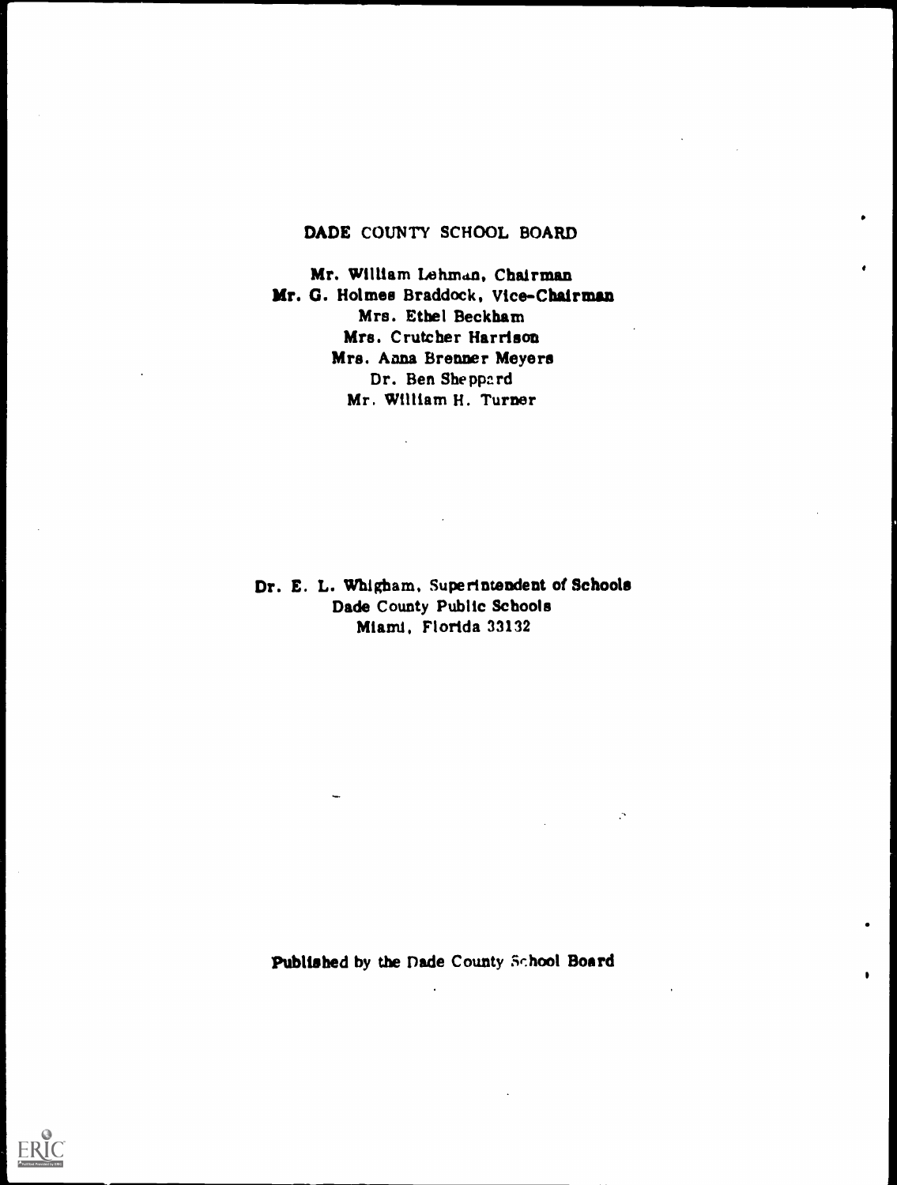DADE COUNTY SCHOOL BOARD

Mr. William Lehman, Chairman
Mr. G. Holmes Braddock, Vice-Chairman
Mrs. Ethel Beckham
Mrs. Crutcher Harrison
Mrs. Anna Brenner Meyers
Dr. Ben Sheppard
Mr. William H. Turner

Dr. E. L. Whigham, Superintendent of Schools
Dade County Public Schools
Miami, Florida 33132

Published by the Dade County School Board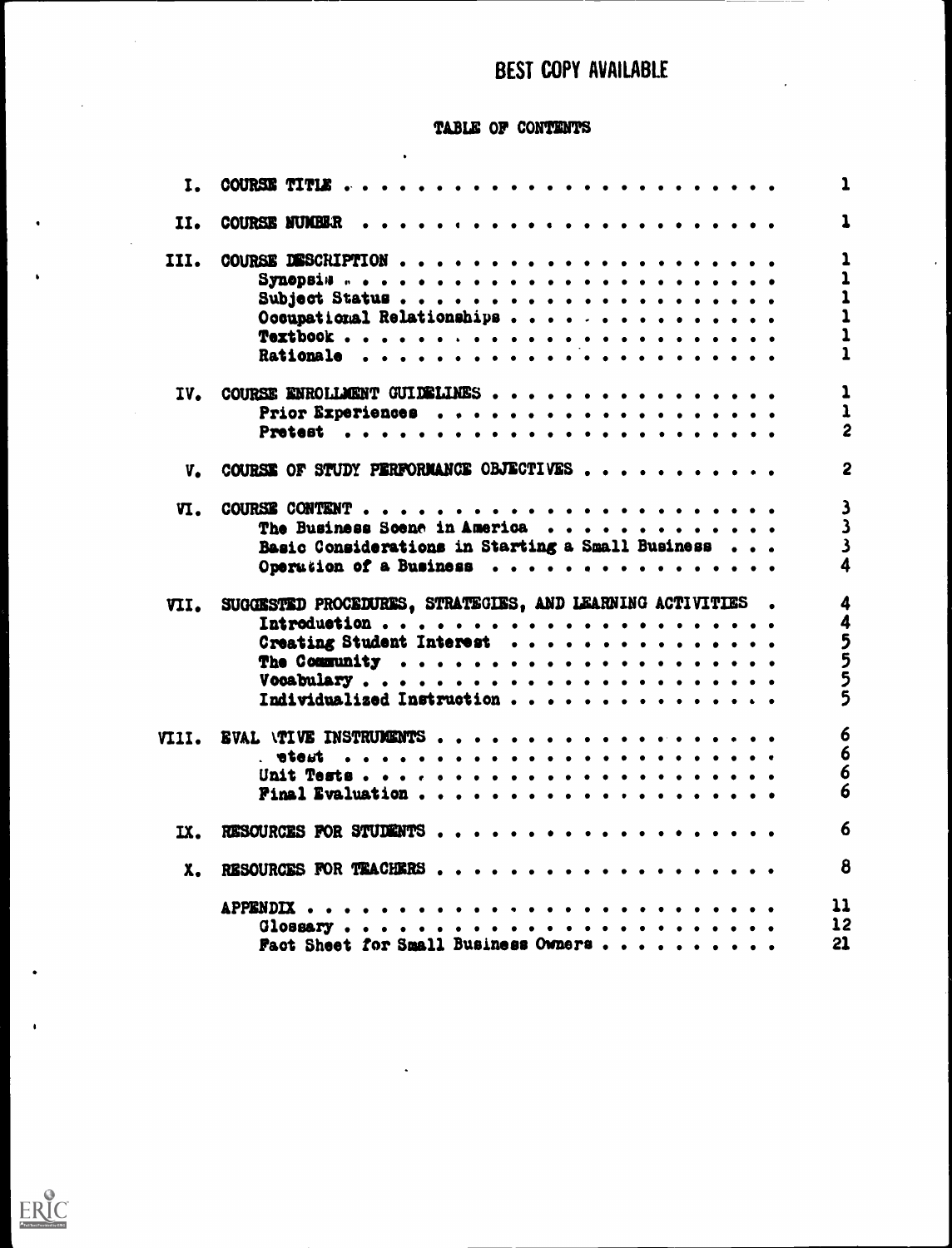BEST COPY AVAILABLE

# TABLE OF CONTENTS

| | | |
|---|---|---|
| I. | COURSE TITLE | 1 |
| II. | COURSE NUMBER | 1 |
| III. | COURSE DESCRIPTION | 1 |
| | Synopsis | 1 |
| | Subject Status | 1 |
| | Occupational Relationships | 1 |
| | Textbook | 1 |
| | Rationale | 1 |
| IV. | COURSE ENROLLMENT GUIDELINES | 1 |
| | Prior Experiences | 1 |
| | Pretest | 2 |
| V. | COURSE OF STUDY PERFORMANCE OBJECTIVES | 2 |
| VI. | COURSE CONTENT | 3 |
| | The Business Scene in America | 3 |
| | Basic Considerations in Starting a Small Business | 3 |
| | Operation of a Business | 4 |
| VII. | SUGGESTED PROCEDURES, STRATEGIES, AND LEARNING ACTIVITIES | 4 |
| | Introduction | 4 |
| | Creating Student Interest | 5 |
| | The Community | 5 |
| | Vocabulary | 5 |
| | Individualized Instruction | 5 |
| VIII. | EVALUATIVE INSTRUMENTS | 6 |
| | Pretest | 6 |
| | Unit Tests | 6 |
| | Final Evaluation | 6 |
| IX. | RESOURCES FOR STUDENTS | 6 |
| X. | RESOURCES FOR TEACHERS | 8 |
| | APPENDIX | 11 |
| | Glossary | 12 |
| | Fact Sheet for Small Business Owners | 21 |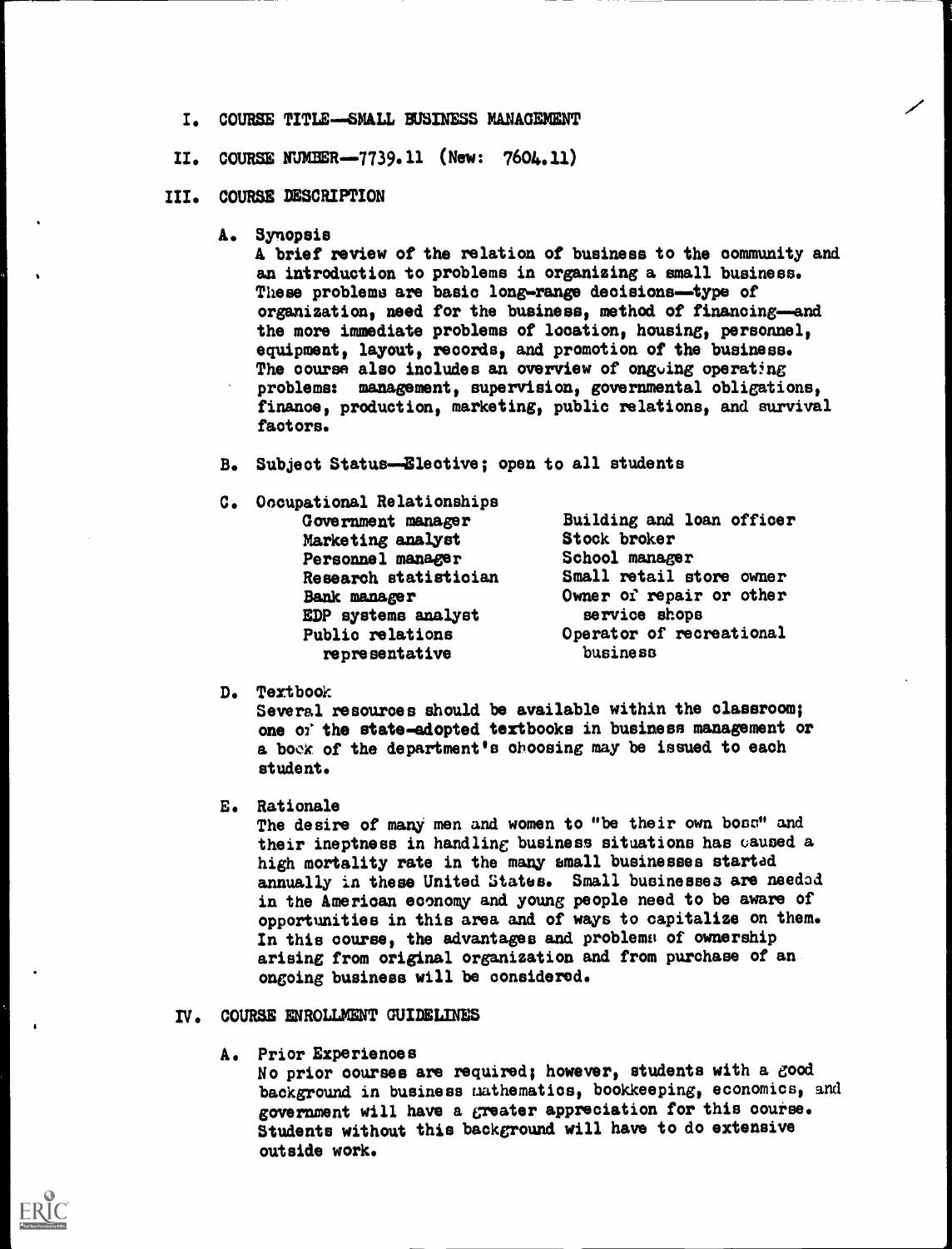I. COURSE TITLE—SMALL BUSINESS MANAGEMENT

II. COURSE NUMBER—7739.11 (New: 7604.11)

III. COURSE DESCRIPTION

A. Synopsis

A brief review of the relation of business to the community and an introduction to problems in organizing a small business. These problems are basic long-range decisions—type of organization, need for the business, method of financing—and the more immediate problems of location, housing, personnel, equipment, layout, records, and promotion of the business. The course also includes an overview of ongoing operating problems: management, supervision, governmental obligations, finance, production, marketing, public relations, and survival factors.

B. Subject Status—Elective; open to all students

C. Occupational Relationships

- Government manager
- Marketing analyst
- Personnel manager
- Research statistician
- Bank manager
- EDP systems analyst
- Public relations representative
- Building and loan officer
- Stock broker
- School manager
- Small retail store owner
- Owner of repair or other service shops
- Operator of recreational business

D. Textbook

Several resources should be available within the classroom; one of the state-adopted textbooks in business management or a book of the department's choosing may be issued to each student.

E. Rationale

The desire of many men and women to "be their own boss" and their ineptness in handling business situations has caused a high mortality rate in the many small businesses started annually in these United States. Small businesses are needed in the American economy and young people need to be aware of opportunities in this area and of ways to capitalize on them. In this course, the advantages and problems of ownership arising from original organization and from purchase of an ongoing business will be considered.

IV. COURSE ENROLLMENT GUIDELINES

A. Prior Experiences

No prior courses are required; however, students with a good background in business mathematics, bookkeeping, economics, and government will have a greater appreciation for this course. Students without this background will have to do extensive outside work.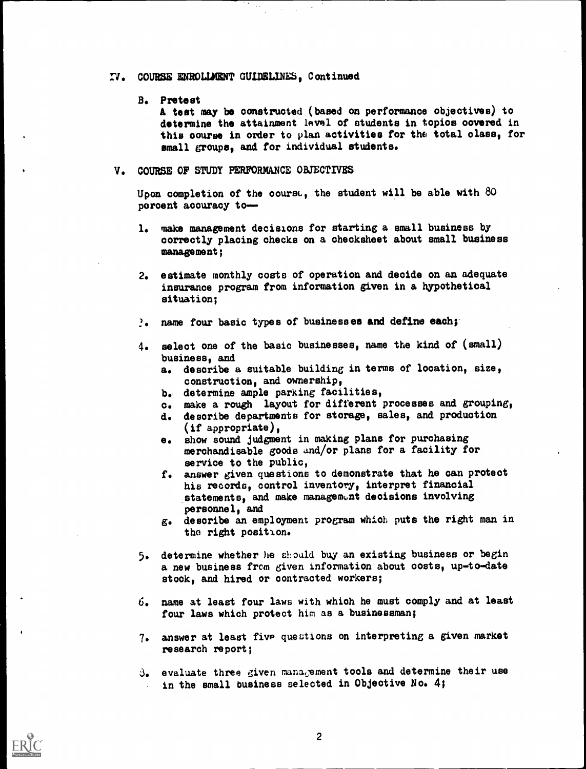## IV. COURSE ENROLLMENT GUIDELINES, Continued

### B. Pretest

A test may be constructed (based on performance objectives) to determine the attainment level of students in topics covered in this course in order to plan activities for the total class, for small groups, and for individual students.

## V. COURSE OF STUDY PERFORMANCE OBJECTIVES

Upon completion of the course, the student will be able with 80 percent accuracy to—

1. make management decisions for starting a small business by correctly placing checks on a checksheet about small business management;

2. estimate monthly costs of operation and decide on an adequate insurance program from information given in a hypothetical situation;

3. name four basic types of businesses and define each;

4. select one of the basic businesses, name the kind of (small) business, and
   a. describe a suitable building in terms of location, size, construction, and ownership,
   b. determine ample parking facilities,
   c. make a rough layout for different processes and grouping,
   d. describe departments for storage, sales, and production (if appropriate),
   e. show sound judgment in making plans for purchasing merchandisable goods and/or plans for a facility for service to the public,
   f. answer given questions to demonstrate that he can protect his records, control inventory, interpret financial statements, and make management decisions involving personnel, and
   g. describe an employment program which puts the right man in the right position.

5. determine whether he should buy an existing business or begin a new business from given information about costs, up-to-date stock, and hired or contracted workers;

6. name at least four laws with which he must comply and at least four laws which protect him as a businessman;

7. answer at least five questions on interpreting a given market research report;

8. evaluate three given management tools and determine their use in the small business selected in Objective No. 4;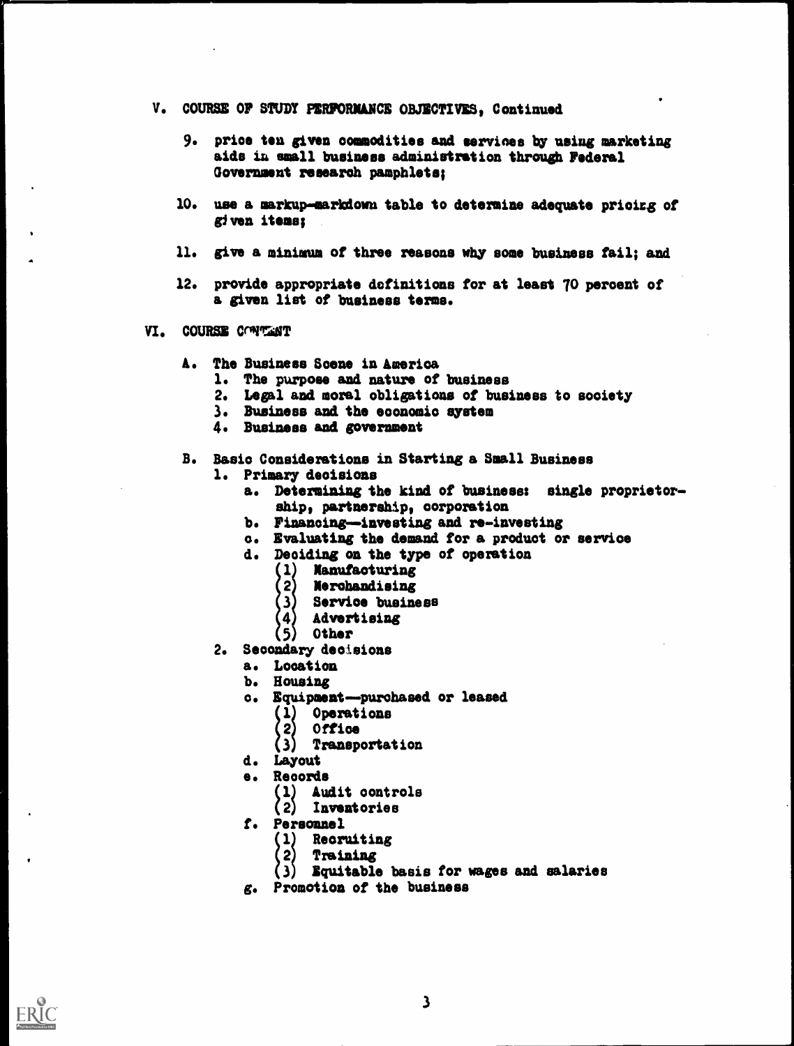## V. COURSE OF STUDY PERFORMANCE OBJECTIVES, Continued

9. price ten given commodities and services by using marketing aids in small business administration through Federal Government research pamphlets;

10. use a markup-markdown table to determine adequate pricing of given items;

11. give a minimum of three reasons why some business fail; and

12. provide appropriate definitions for at least 70 percent of a given list of business terms.

## VI. COURSE CONTENT

A. The Business Scene in America
   1. The purpose and nature of business
   2. Legal and moral obligations of business to society
   3. Business and the economic system
   4. Business and government

B. Basic Considerations in Starting a Small Business
   1. Primary decisions
      a. Determining the kind of business: single proprietorship, partnership, corporation
      b. Financing—investing and re-investing
      c. Evaluating the demand for a product or service
      d. Deciding on the type of operation
         (1) Manufacturing
         (2) Merchandising
         (3) Service business
         (4) Advertising
         (5) Other
   2. Secondary decisions
      a. Location
      b. Housing
      c. Equipment—purchased or leased
         (1) Operations
         (2) Office
         (3) Transportation
      d. Layout
      e. Records
         (1) Audit controls
         (2) Inventories
      f. Personnel
         (1) Recruiting
         (2) Training
         (3) Equitable basis for wages and salaries
      g. Promotion of the business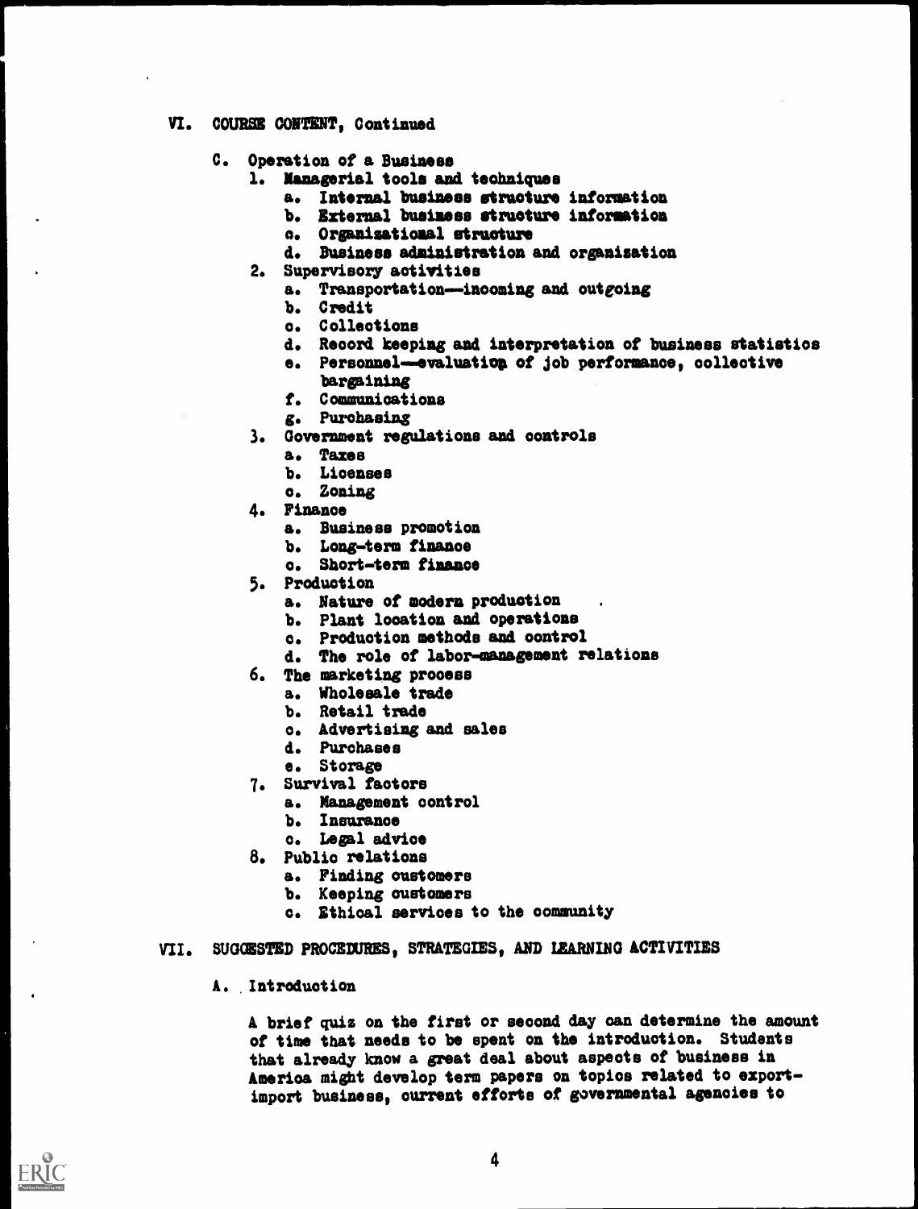## VI. COURSE CONTENT, Continued

C. Operation of a Business

1. Managerial tools and techniques
    a. Internal business structure information
    b. External business structure information
    c. Organizational structure
    d. Business administration and organization
2. Supervisory activities
    a. Transportation—incoming and outgoing
    b. Credit
    c. Collections
    d. Record keeping and interpretation of business statistics
    e. Personnel—evaluation of job performance, collective bargaining
    f. Communications
    g. Purchasing
3. Government regulations and controls
    a. Taxes
    b. Licenses
    c. Zoning
4. Finance
    a. Business promotion
    b. Long-term finance
    c. Short-term finance
5. Production
    a. Nature of modern production
    b. Plant location and operations
    c. Production methods and control
    d. The role of labor-management relations
6. The marketing process
    a. Wholesale trade
    b. Retail trade
    c. Advertising and sales
    d. Purchases
    e. Storage
7. Survival factors
    a. Management control
    b. Insurance
    c. Legal advice
8. Public relations
    a. Finding customers
    b. Keeping customers
    c. Ethical services to the community

## VII. SUGGESTED PROCEDURES, STRATEGIES, AND LEARNING ACTIVITIES

A. Introduction

A brief quiz on the first or second day can determine the amount of time that needs to be spent on the introduction. Students that already know a great deal about aspects of business in America might develop term papers on topics related to export-import business, current efforts of governmental agencies to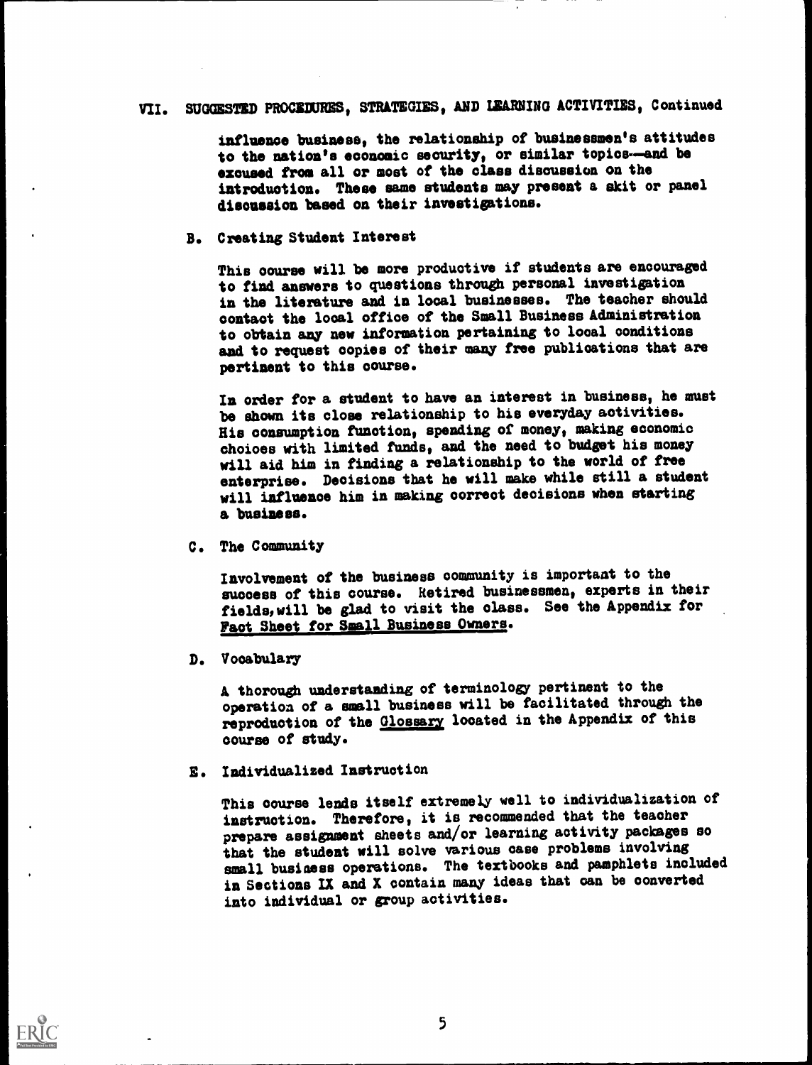## VII. SUGGESTED PROCEDURES, STRATEGIES, AND LEARNING ACTIVITIES, Continued

influence business, the relationship of businessmen's attitudes to the nation's economic security, or similar topics—and be excused from all or most of the class discussion on the introduction. These same students may present a skit or panel discussion based on their investigations.

### B. Creating Student Interest

This course will be more productive if students are encouraged to find answers to questions through personal investigation in the literature and in local businesses. The teacher should contact the local office of the Small Business Administration to obtain any new information pertaining to local conditions and to request copies of their many free publications that are pertinent to this course.

In order for a student to have an interest in business, he must be shown its close relationship to his everyday activities. His consumption function, spending of money, making economic choices with limited funds, and the need to budget his money will aid him in finding a relationship to the world of free enterprise. Decisions that he will make while still a student will influence him in making correct decisions when starting a business.

### C. The Community

Involvement of the business community is important to the success of this course. Retired businessmen, experts in their fields, will be glad to visit the class. See the Appendix for Fact Sheet for Small Business Owners.

### D. Vocabulary

A thorough understanding of terminology pertinent to the operation of a small business will be facilitated through the reproduction of the Glossary located in the Appendix of this course of study.

### E. Individualized Instruction

This course lends itself extremely well to individualization of instruction. Therefore, it is recommended that the teacher prepare assignment sheets and/or learning activity packages so that the student will solve various case problems involving small business operations. The textbooks and pamphlets included in Sections IX and X contain many ideas that can be converted into individual or group activities.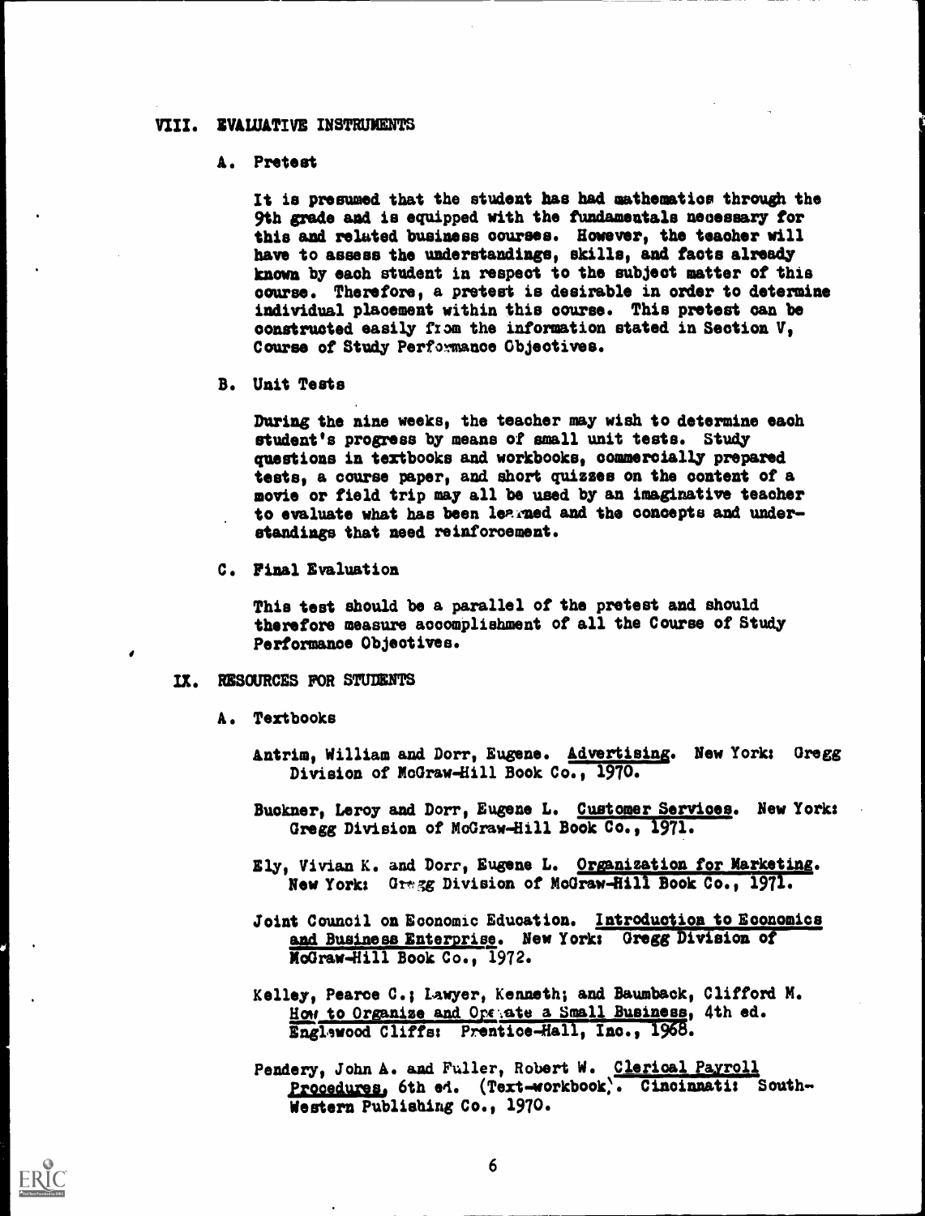## VIII. EVALUATIVE INSTRUMENTS

### A. Pretest

It is presumed that the student has had mathematics through the 9th grade and is equipped with the fundamentals necessary for this and related business courses. However, the teacher will have to assess the understandings, skills, and facts already known by each student in respect to the subject matter of this course. Therefore, a pretest is desirable in order to determine individual placement within this course. This pretest can be constructed easily from the information stated in Section V, Course of Study Performance Objectives.

### B. Unit Tests

During the nine weeks, the teacher may wish to determine each student's progress by means of small unit tests. Study questions in textbooks and workbooks, commercially prepared tests, a course paper, and short quizzes on the content of a movie or field trip may all be used by an imaginative teacher to evaluate what has been learned and the concepts and understandings that need reinforcement.

### C. Final Evaluation

This test should be a parallel of the pretest and should therefore measure accomplishment of all the Course of Study Performance Objectives.

## IX. RESOURCES FOR STUDENTS

### A. Textbooks

Antrim, William and Dorr, Eugene. Advertising. New York: Gregg Division of McGraw-Hill Book Co., 1970.

Buckner, Leroy and Dorr, Eugene L. Customer Services. New York: Gregg Division of McGraw-Hill Book Co., 1971.

Ely, Vivian K. and Dorr, Eugene L. Organization for Marketing. New York: Gregg Division of McGraw-Hill Book Co., 1971.

Joint Council on Economic Education. Introduction to Economics and Business Enterprise. New York: Gregg Division of McGraw-Hill Book Co., 1972.

Kelley, Pearce C.; Lawyer, Kenneth; and Baumback, Clifford M. How to Organize and Operate a Small Business, 4th ed. Englewood Cliffs: Prentice-Hall, Inc., 1968.

Pendery, John A. and Fuller, Robert W. Clerical Payroll Procedures, 6th ed. (Text-workbook). Cincinnati: South-Western Publishing Co., 1970.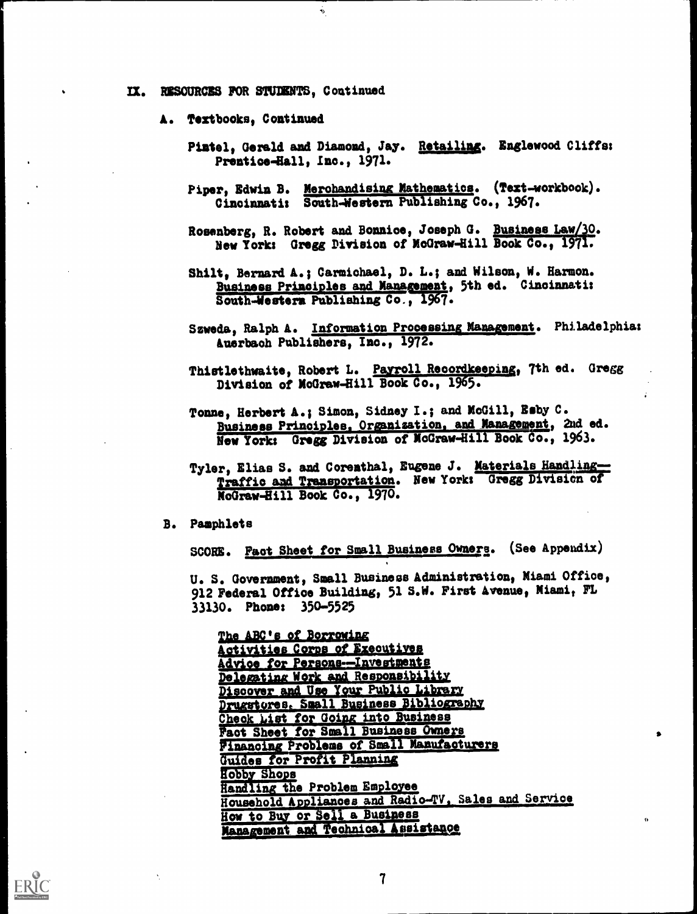## IX. RESOURCES FOR STUDENTS, Continued

### A. Textbooks, Continued

Pintel, Gerald and Diamond, Jay. Retailing. Englewood Cliffs: Prentice-Hall, Inc., 1971.

Piper, Edwin B. Merchandising Mathematics. (Text-workbook). Cincinnati: South-Western Publishing Co., 1967.

Rosenberg, R. Robert and Bonnice, Joseph G. Business Law/30. New York: Gregg Division of McGraw-Hill Book Co., 1971.

Shilt, Bernard A.; Carmichael, D. L.; and Wilson, W. Harmon. Business Principles and Management, 5th ed. Cincinnati: South-Western Publishing Co., 1967.

Szweda, Ralph A. Information Processing Management. Philadelphia: Auerbach Publishers, Inc., 1972.

Thistlethwaite, Robert L. Payroll Recordkeeping, 7th ed. Gregg Division of McGraw-Hill Book Co., 1965.

Tonne, Herbert A.; Simon, Sidney I.; and McGill, Esby C. Business Principles, Organization, and Management, 2nd ed. New York: Gregg Division of McGraw-Hill Book Co., 1963.

Tyler, Elias S. and Corenthal, Eugene J. Materials Handling—Traffic and Transportation. New York: Gregg Division of McGraw-Hill Book Co., 1970.

### B. Pamphlets

SCORE. Fact Sheet for Small Business Owners. (See Appendix)

U. S. Government, Small Business Administration, Miami Office, 912 Federal Office Building, 51 S.W. First Avenue, Miami, FL 33130. Phone: 350-5525

The ABC's of Borrowing
Activities Corps of Executives
Advice for Persons—Investments
Delegating Work and Responsibility
Discover and Use Your Public Library
Drugstores, Small Business Bibliography
Check List for Going into Business
Fact Sheet for Small Business Owners
Financing Problems of Small Manufacturers
Guides for Profit Planning
Hobby Shops
Handling the Problem Employee
Household Appliances and Radio-TV, Sales and Service
How to Buy or Sell a Business
Management and Technical Assistance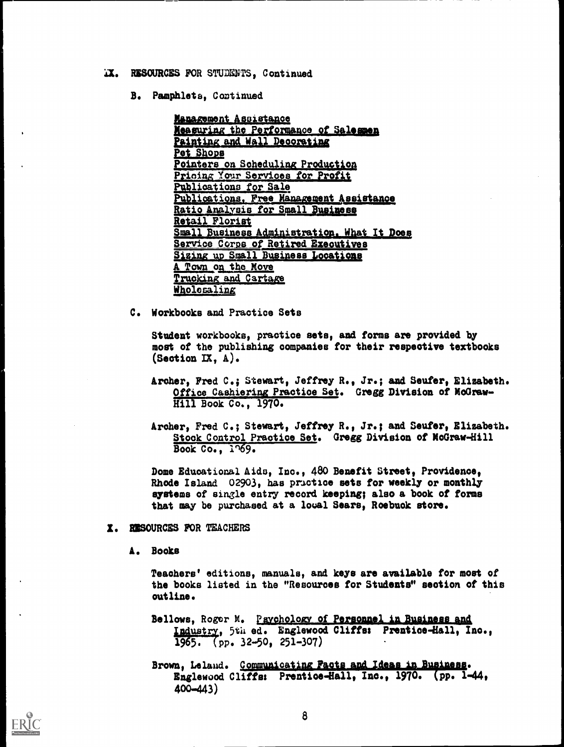## IX. RESOURCES FOR STUDENTS, Continued

### B. Pamphlets, Continued

<u>Management Assistance</u>
<u>Measuring the Performance of Salesmen</u>
<u>Painting and Wall Decorating</u>
<u>Pet Shops</u>
<u>Pointers on Scheduling Production</u>
<u>Pricing Your Services for Profit</u>
<u>Publications for Sale</u>
<u>Publications, Free Management Assistance</u>
<u>Ratio Analysis for Small Business</u>
<u>Retail Florist</u>
<u>Small Business Administration, What It Does</u>
<u>Service Corps of Retired Executives</u>
<u>Sizing up Small Business Locations</u>
<u>A Town on the Move</u>
<u>Trucking and Cartage</u>
<u>Wholesaling</u>

### C. Workbooks and Practice Sets

Student workbooks, practice sets, and forms are provided by most of the publishing companies for their respective textbooks (Section IX, A).

Archer, Fred C.; Stewart, Jeffrey R., Jr.; and Seufer, Elizabeth. <u>Office Cashiering Practice Set</u>. Gregg Division of McGraw-Hill Book Co., 1970.

Archer, Fred C.; Stewart, Jeffrey R., Jr.; and Seufer, Elizabeth. <u>Stock Control Practice Set</u>. Gregg Division of McGraw-Hill Book Co., 1969.

Dome Educational Aids, Inc., 480 Benefit Street, Providence, Rhode Island 02903, has practice sets for weekly or monthly systems of single entry record keeping; also a book of forms that may be purchased at a local Sears, Roebuck store.

## X. RESOURCES FOR TEACHERS

### A. Books

Teachers' editions, manuals, and keys are available for most of the books listed in the "Resources for Students" section of this outline.

Bellows, Roger M. <u>Psychology of Personnel in Business and Industry</u>, 5th ed. Englewood Cliffs: Prentice-Hall, Inc., 1965. (pp. 32-50, 251-307)

Brown, Leland. <u>Communicating Facts and Ideas in Business</u>. Englewood Cliffs: Prentice-Hall, Inc., 1970. (pp. 1-44, 400-443)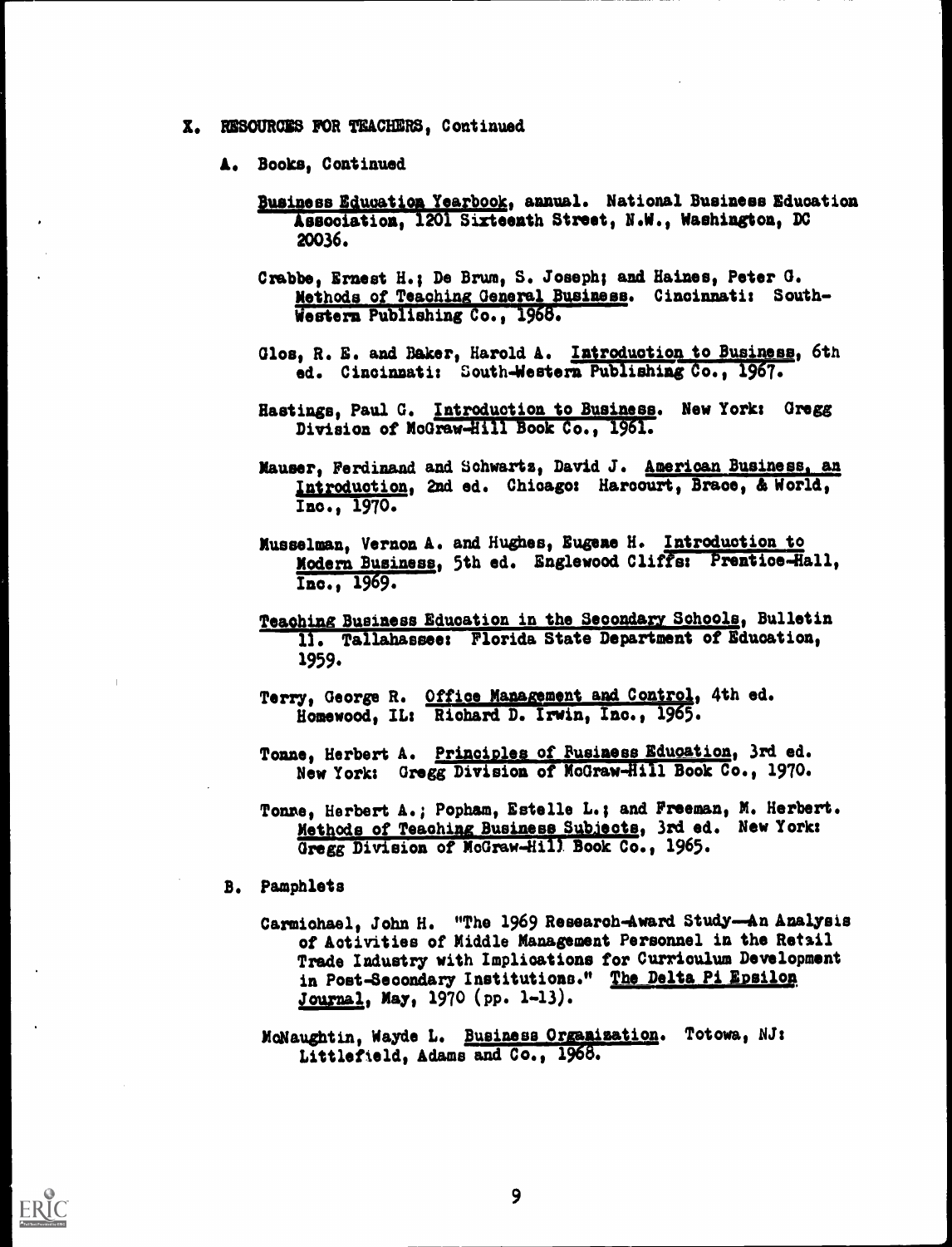## X. RESOURCES FOR TEACHERS, Continued

### A. Books, Continued

Business Education Yearbook, annual. National Business Education Association, 1201 Sixteenth Street, N.W., Washington, DC 20036.

Crabbe, Ernest H.; De Brum, S. Joseph; and Haines, Peter G. Methods of Teaching General Business. Cincinnati: South-Western Publishing Co., 1968.

Glos, R. E. and Baker, Harold A. Introduction to Business, 6th ed. Cincinnati: South-Western Publishing Co., 1967.

Hastings, Paul G. Introduction to Business. New York: Gregg Division of McGraw-Hill Book Co., 1961.

Mauser, Ferdinand and Schwartz, David J. American Business, an Introduction, 2nd ed. Chicago: Harcourt, Brace, & World, Inc., 1970.

Musselman, Vernon A. and Hughes, Eugene H. Introduction to Modern Business, 5th ed. Englewood Cliffs: Prentice-Hall, Inc., 1969.

Teaching Business Education in the Secondary Schools, Bulletin 11. Tallahassee: Florida State Department of Education, 1959.

Terry, George R. Office Management and Control, 4th ed. Homewood, IL: Richard D. Irwin, Inc., 1965.

Tonne, Herbert A. Principles of Business Education, 3rd ed. New York: Gregg Division of McGraw-Hill Book Co., 1970.

Tonne, Herbert A.; Popham, Estelle L.; and Freeman, M. Herbert. Methods of Teaching Business Subjects, 3rd ed. New York: Gregg Division of McGraw-Hill Book Co., 1965.

### B. Pamphlets

Carmichael, John H. "The 1969 Research-Award Study—An Analysis of Activities of Middle Management Personnel in the Retail Trade Industry with Implications for Curriculum Development in Post-Secondary Institutions." The Delta Pi Epsilon Journal, May, 1970 (pp. 1-13).

McNaughtin, Wayde L. Business Organization. Totowa, NJ: Littlefield, Adams and Co., 1968.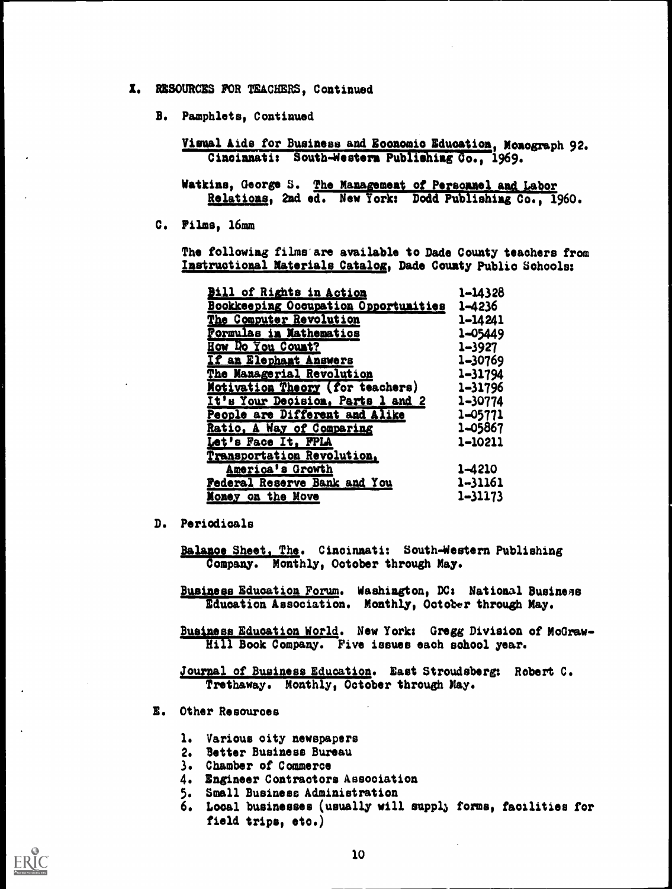## I. RESOURCES FOR TEACHERS, Continued

### B. Pamphlets, Continued

Visual Aids for Business and Economic Education, Monograph 92. Cincinnati: South-Western Publishing Co., 1969.

Watkins, George S. The Management of Personnel and Labor Relations, 2nd ed. New York: Dodd Publishing Co., 1960.

### C. Films, 16mm

The following films are available to Dade County teachers from Instructional Materials Catalog, Dade County Public Schools:

| Title | Number |
|---|---|
| Bill of Rights in Action | 1-14328 |
| Bookkeeping Occupation Opportunities | 1-4236 |
| The Computer Revolution | 1-14241 |
| Formulas in Mathematics | 1-05449 |
| How Do You Count? | 1-3927 |
| If an Elephant Answers | 1-30769 |
| The Managerial Revolution | 1-31794 |
| Motivation Theory (for teachers) | 1-31796 |
| It's Your Decision, Parts 1 and 2 | 1-30774 |
| People are Different and Alike | 1-05771 |
| Ratio, A Way of Comparing | 1-05867 |
| Let's Face It, FPLA | 1-10211 |
| Transportation Revolution, America's Growth | 1-4210 |
| Federal Reserve Bank and You | 1-31161 |
| Money on the Move | 1-31173 |

### D. Periodicals

Balance Sheet, The. Cincinnati: South-Western Publishing Company. Monthly, October through May.

Business Education Forum. Washington, DC: National Business Education Association. Monthly, October through May.

Business Education World. New York: Gregg Division of McGraw-Hill Book Company. Five issues each school year.

Journal of Business Education. East Stroudsberg: Robert C. Trethaway. Monthly, October through May.

### E. Other Resources

1. Various city newspapers
2. Better Business Bureau
3. Chamber of Commerce
4. Engineer Contractors Association
5. Small Business Administration
6. Local businesses (usually will supply forms, facilities for field trips, etc.)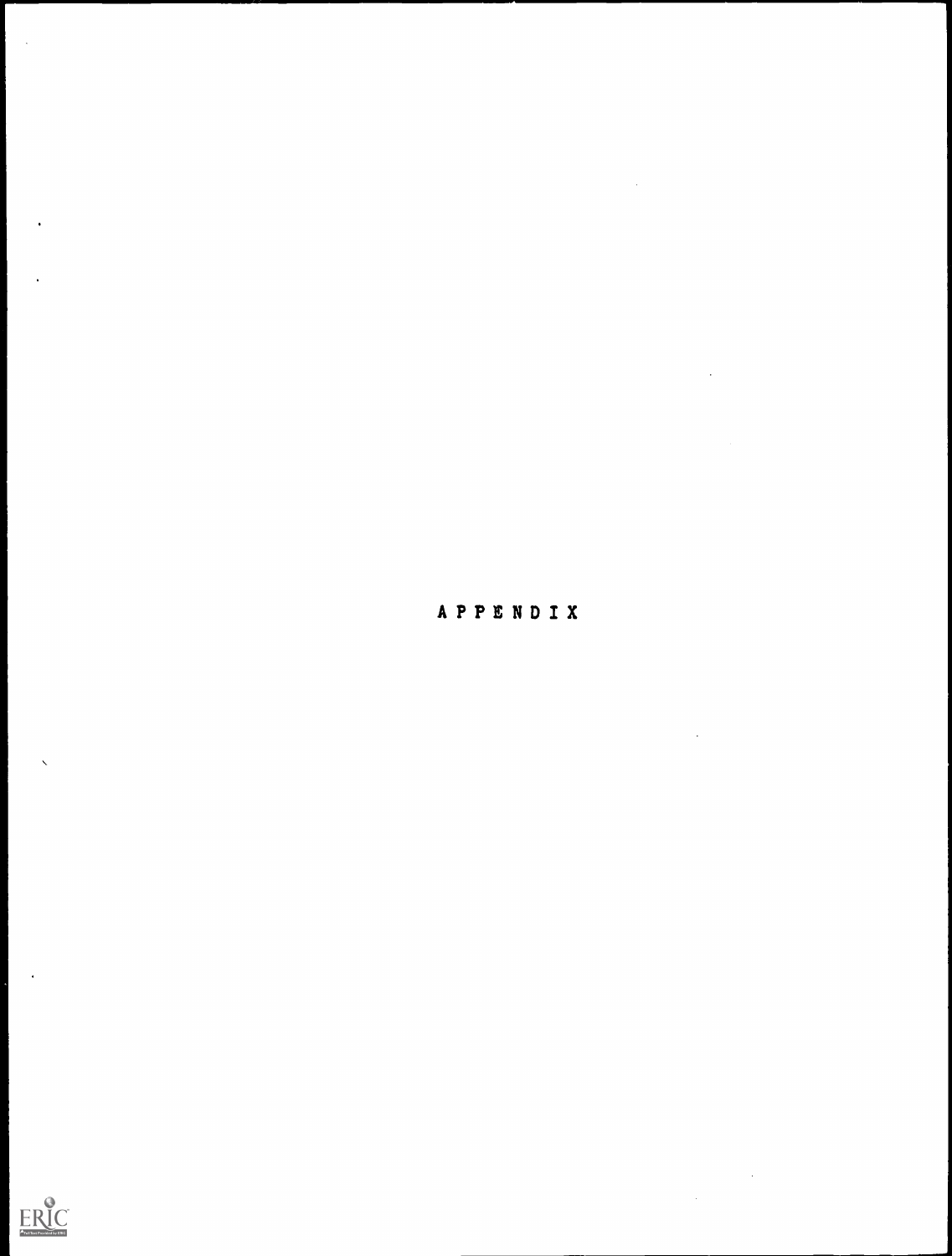# APPENDIX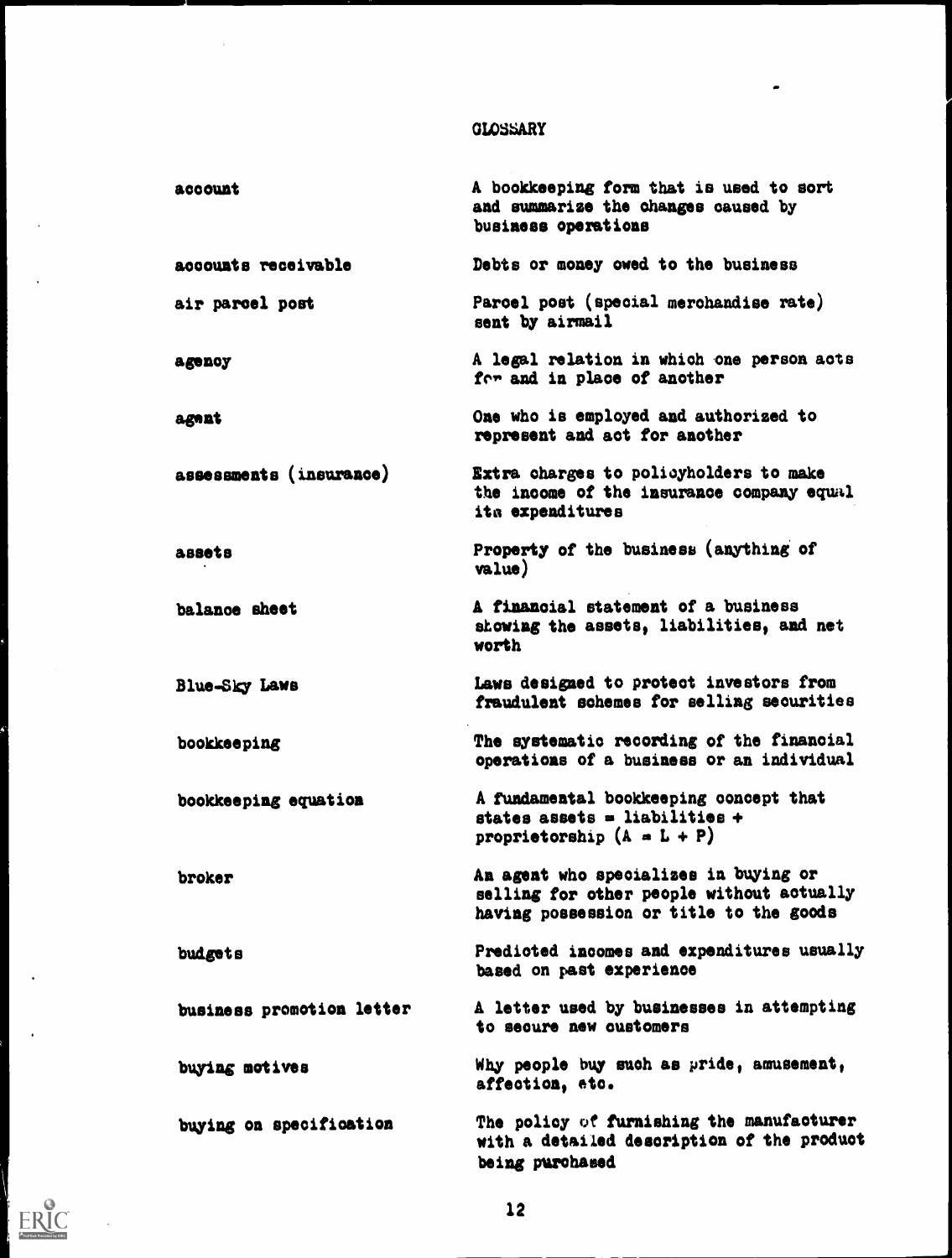# GLOSSARY

| | |
|---|---|
| account | A bookkeeping form that is used to sort and summarize the changes caused by business operations |
| accounts receivable | Debts or money owed to the business |
| air parcel post | Parcel post (special merchandise rate) sent by airmail |
| agency | A legal relation in which one person acts for and in place of another |
| agent | One who is employed and authorized to represent and act for another |
| assessments (insurance) | Extra charges to policyholders to make the income of the insurance company equal its expenditures |
| assets | Property of the business (anything of value) |
| balance sheet | A financial statement of a business showing the assets, liabilities, and net worth |
| Blue-Sky Laws | Laws designed to protect investors from fraudulent schemes for selling securities |
| bookkeeping | The systematic recording of the financial operations of a business or an individual |
| bookkeeping equation | A fundamental bookkeeping concept that states assets = liabilities + proprietorship ($A = L + P$) |
| broker | An agent who specializes in buying or selling for other people without actually having possession or title to the goods |
| budgets | Predicted incomes and expenditures usually based on past experience |
| business promotion letter | A letter used by businesses in attempting to secure new customers |
| buying motives | Why people buy such as pride, amusement, affection, etc. |
| buying on specification | The policy of furnishing the manufacturer with a detailed description of the product being purchased |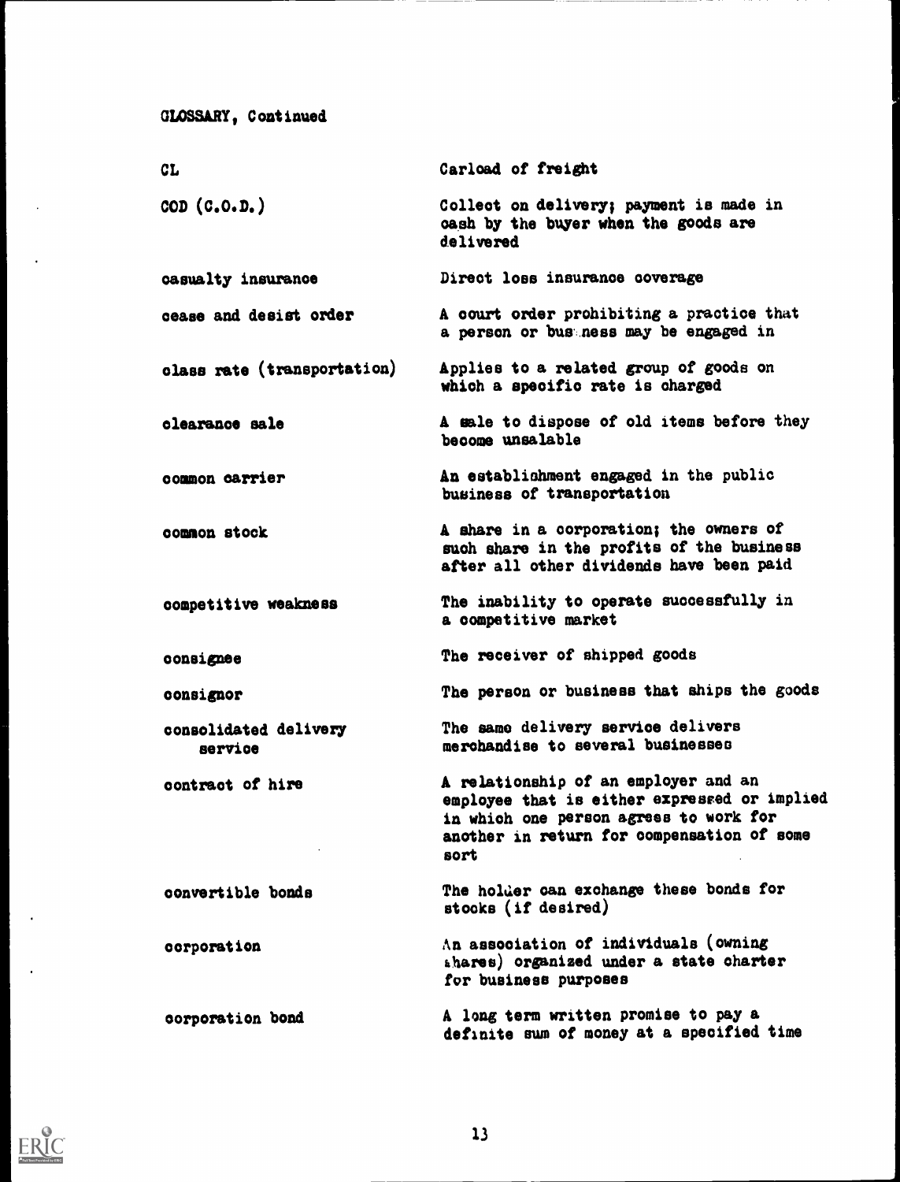GLOSSARY, Continued

| | |
|---|---|
| CL | Carload of freight |
| COD (C.O.D.) | Collect on delivery; payment is made in cash by the buyer when the goods are delivered |
| casualty insurance | Direct loss insurance coverage |
| cease and desist order | A court order prohibiting a practice that a person or business may be engaged in |
| class rate (transportation) | Applies to a related group of goods on which a specific rate is charged |
| clearance sale | A sale to dispose of old items before they become unsalable |
| common carrier | An establishment engaged in the public business of transportation |
| common stock | A share in a corporation; the owners of such share in the profits of the business after all other dividends have been paid |
| competitive weakness | The inability to operate successfully in a competitive market |
| consignee | The receiver of shipped goods |
| consignor | The person or business that ships the goods |
| consolidated delivery service | The same delivery service delivers merchandise to several businesses |
| contract of hire | A relationship of an employer and an employee that is either expressed or implied in which one person agrees to work for another in return for compensation of some sort |
| convertible bonds | The holder can exchange these bonds for stocks (if desired) |
| corporation | An association of individuals (owning shares) organized under a state charter for business purposes |
| corporation bond | A long term written promise to pay a definite sum of money at a specified time |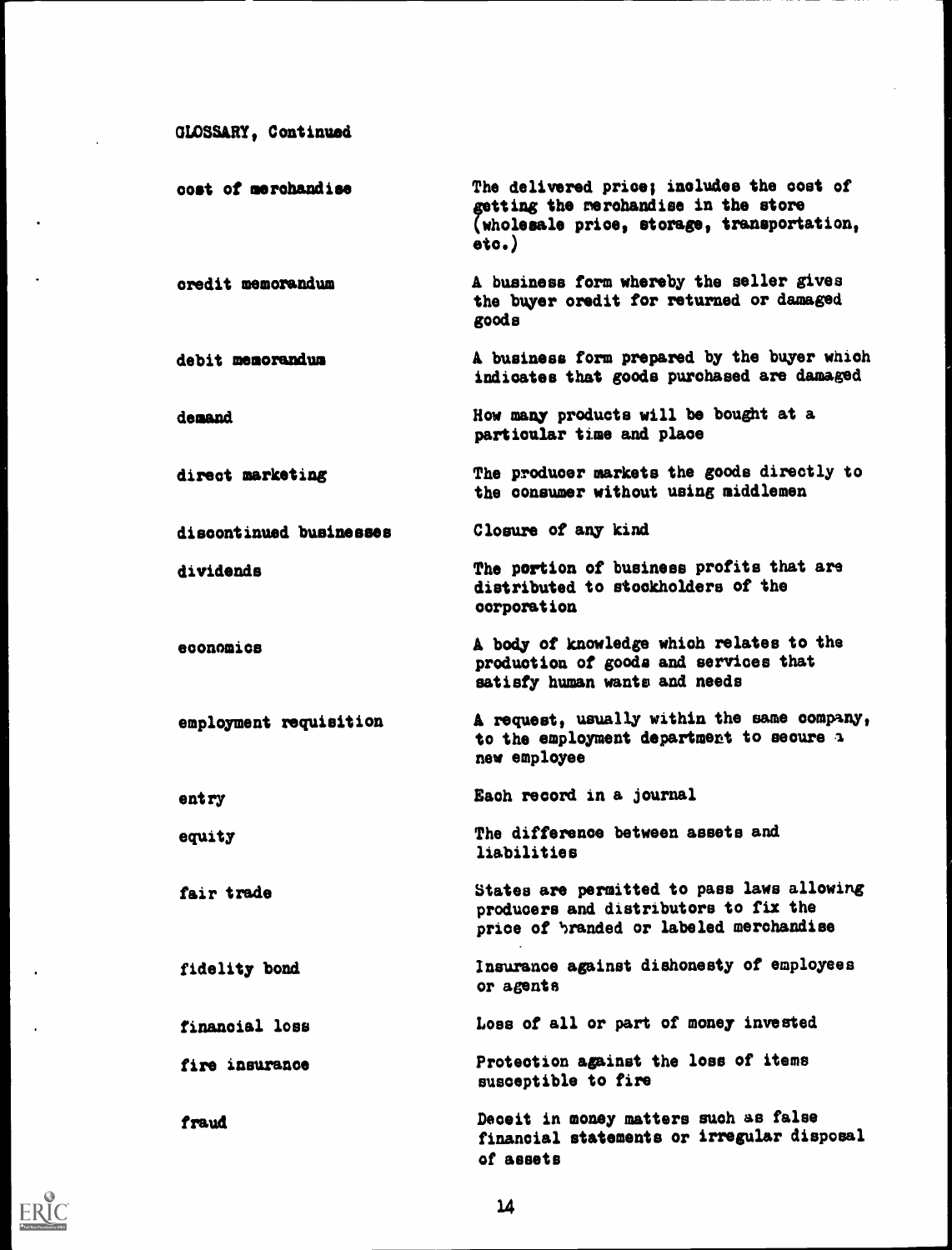GLOSSARY, Continued

| | |
|---|---|
| cost of merchandise | The delivered price; includes the cost of getting the merchandise in the store (wholesale price, storage, transportation, etc.) |
| credit memorandum | A business form whereby the seller gives the buyer credit for returned or damaged goods |
| debit memorandum | A business form prepared by the buyer which indicates that goods purchased are damaged |
| demand | How many products will be bought at a particular time and place |
| direct marketing | The producer markets the goods directly to the consumer without using middlemen |
| discontinued businesses | Closure of any kind |
| dividends | The portion of business profits that are distributed to stockholders of the corporation |
| economics | A body of knowledge which relates to the production of goods and services that satisfy human wants and needs |
| employment requisition | A request, usually within the same company, to the employment department to secure a new employee |
| entry | Each record in a journal |
| equity | The difference between assets and liabilities |
| fair trade | States are permitted to pass laws allowing producers and distributors to fix the price of branded or labeled merchandise |
| fidelity bond | Insurance against dishonesty of employees or agents |
| financial loss | Loss of all or part of money invested |
| fire insurance | Protection against the loss of items susceptible to fire |
| fraud | Deceit in money matters such as false financial statements or irregular disposal of assets |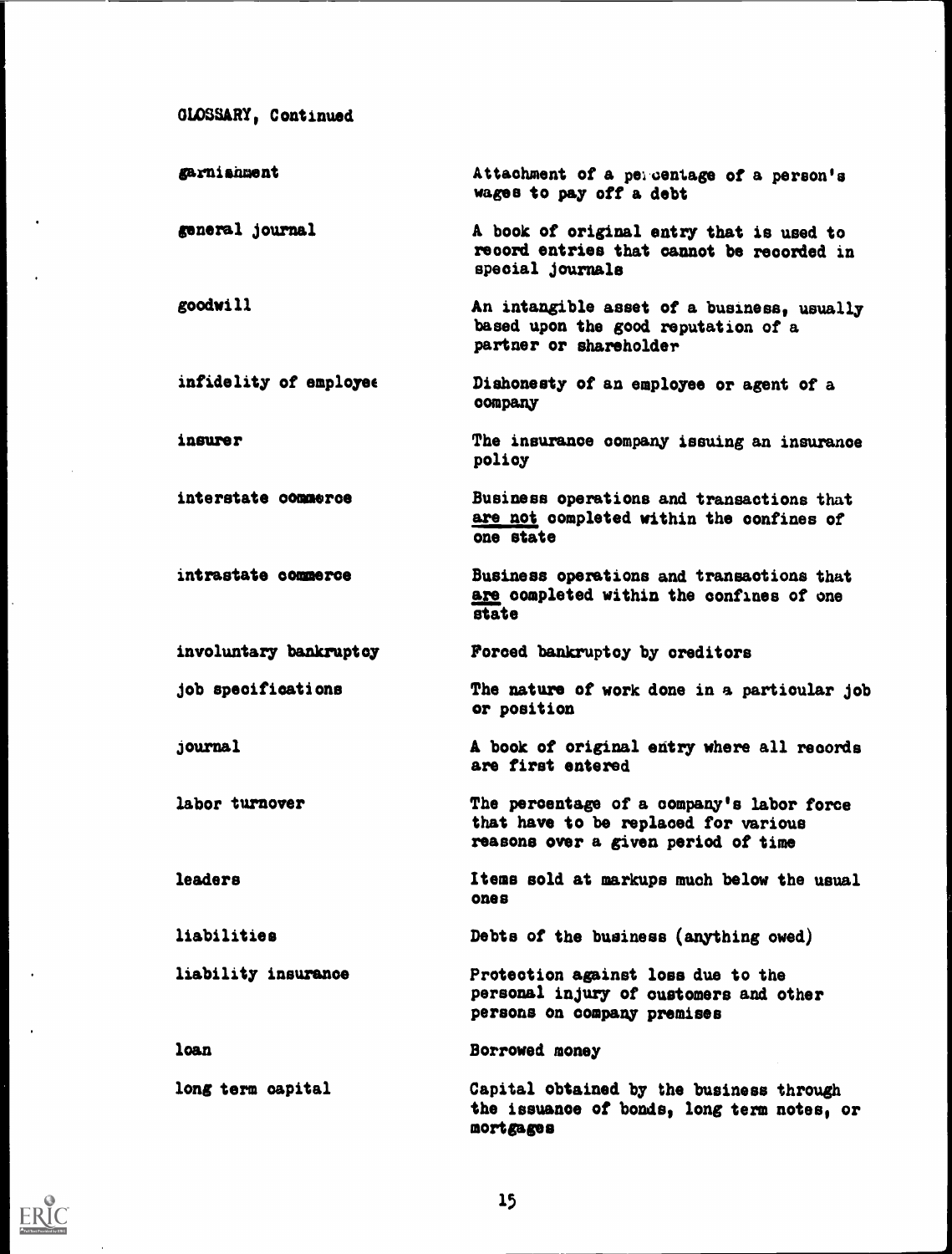GLOSSARY, Continued

| | |
|---|---|
| garnishment | Attachment of a percentage of a person's wages to pay off a debt |
| general journal | A book of original entry that is used to record entries that cannot be recorded in special journals |
| goodwill | An intangible asset of a business, usually based upon the good reputation of a partner or shareholder |
| infidelity of employee | Dishonesty of an employee or agent of a company |
| insurer | The insurance company issuing an insurance policy |
| interstate commerce | Business operations and transactions that <u>are not</u> completed within the confines of one state |
| intrastate commerce | Business operations and transactions that <u>are</u> completed within the confines of one state |
| involuntary bankruptcy | Forced bankruptcy by creditors |
| job specifications | The nature of work done in a particular job or position |
| journal | A book of original entry where all records are first entered |
| labor turnover | The percentage of a company's labor force that have to be replaced for various reasons over a given period of time |
| leaders | Items sold at markups much below the usual ones |
| liabilities | Debts of the business (anything owed) |
| liability insurance | Protection against loss due to the personal injury of customers and other persons on company premises |
| loan | Borrowed money |
| long term capital | Capital obtained by the business through the issuance of bonds, long term notes, or mortgages |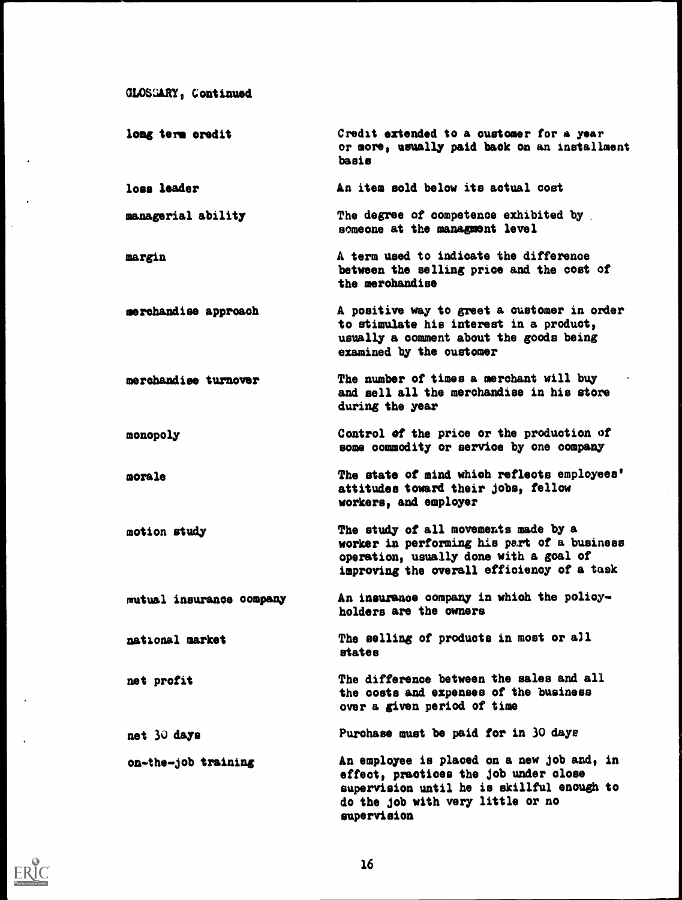GLOSSARY, Continued

| | |
|---|---|
| long term credit | Credit extended to a customer for a year or more, usually paid back on an installment basis |
| loss leader | An item sold below its actual cost |
| managerial ability | The degree of competence exhibited by someone at the managment level |
| margin | A term used to indicate the difference between the selling price and the cost of the merchandise |
| merchandise approach | A positive way to greet a customer in order to stimulate his interest in a product, usually a comment about the goods being examined by the customer |
| merchandise turnover | The number of times a merchant will buy and sell all the merchandise in his store during the year |
| monopoly | Control of the price or the production of some commodity or service by one company |
| morale | The state of mind which reflects employees' attitudes toward their jobs, fellow workers, and employer |
| motion study | The study of all movements made by a worker in performing his part of a business operation, usually done with a goal of improving the overall efficiency of a task |
| mutual insurance company | An insurance company in which the policyholders are the owners |
| national market | The selling of products in most or all states |
| net profit | The difference between the sales and all the costs and expenses of the business over a given period of time |
| net 30 days | Purchase must be paid for in 30 days |
| on-the-job training | An employee is placed on a new job and, in effect, practices the job under close supervision until he is skillful enough to do the job with very little or no supervision |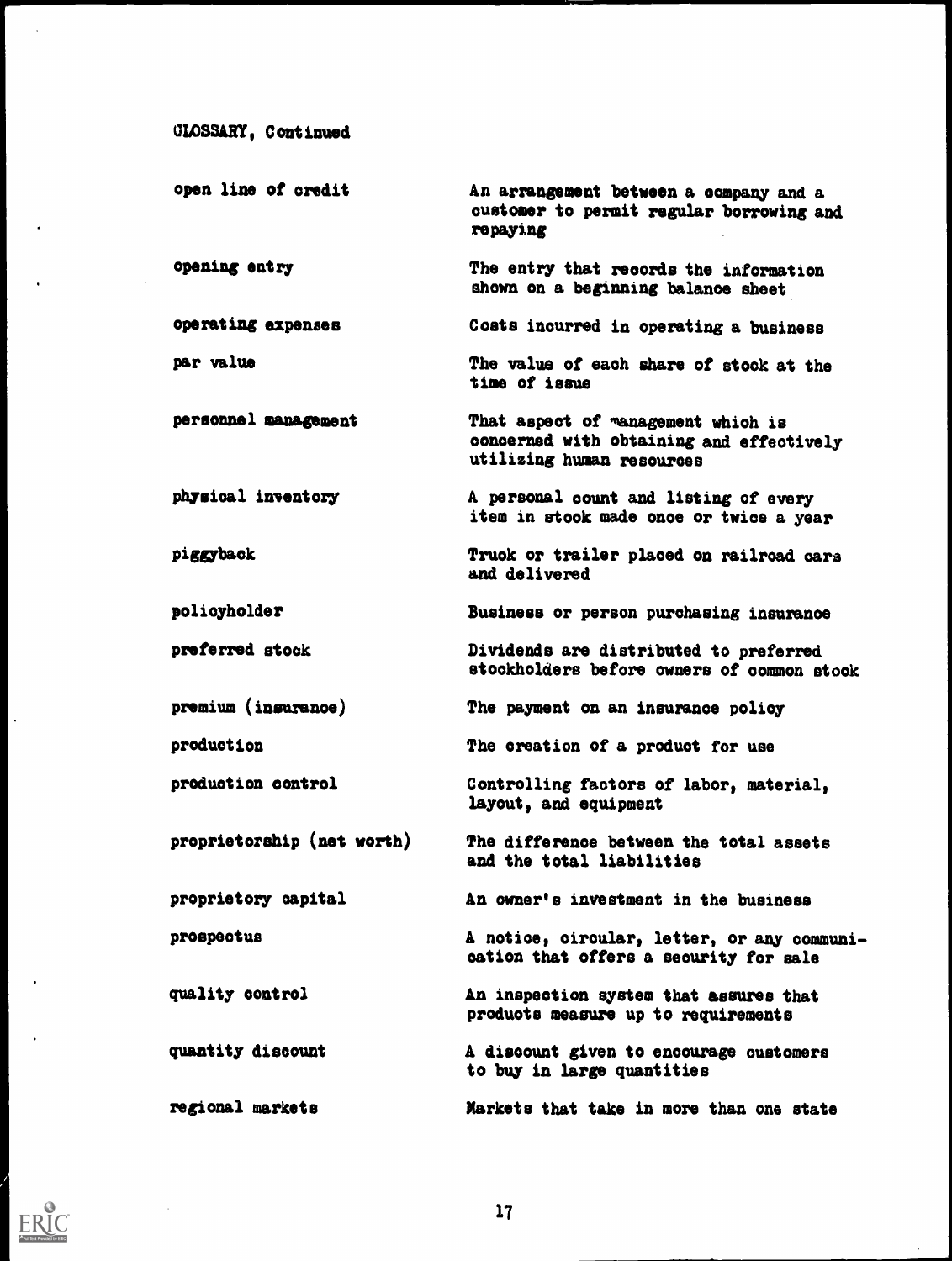GLOSSARY, Continued

| | |
|---|---|
| open line of credit | An arrangement between a company and a customer to permit regular borrowing and repaying |
| opening entry | The entry that records the information shown on a beginning balance sheet |
| operating expenses | Costs incurred in operating a business |
| par value | The value of each share of stock at the time of issue |
| personnel management | That aspect of management which is concerned with obtaining and effectively utilizing human resources |
| physical inventory | A personal count and listing of every item in stock made once or twice a year |
| piggyback | Truck or trailer placed on railroad cars and delivered |
| policyholder | Business or person purchasing insurance |
| preferred stock | Dividends are distributed to preferred stockholders before owners of common stock |
| premium (insurance) | The payment on an insurance policy |
| production | The creation of a product for use |
| production control | Controlling factors of labor, material, layout, and equipment |
| proprietorship (net worth) | The difference between the total assets and the total liabilities |
| proprietory capital | An owner's investment in the business |
| prospectus | A notice, circular, letter, or any communication that offers a security for sale |
| quality control | An inspection system that assures that products measure up to requirements |
| quantity discount | A discount given to encourage customers to buy in large quantities |
| regional markets | Markets that take in more than one state |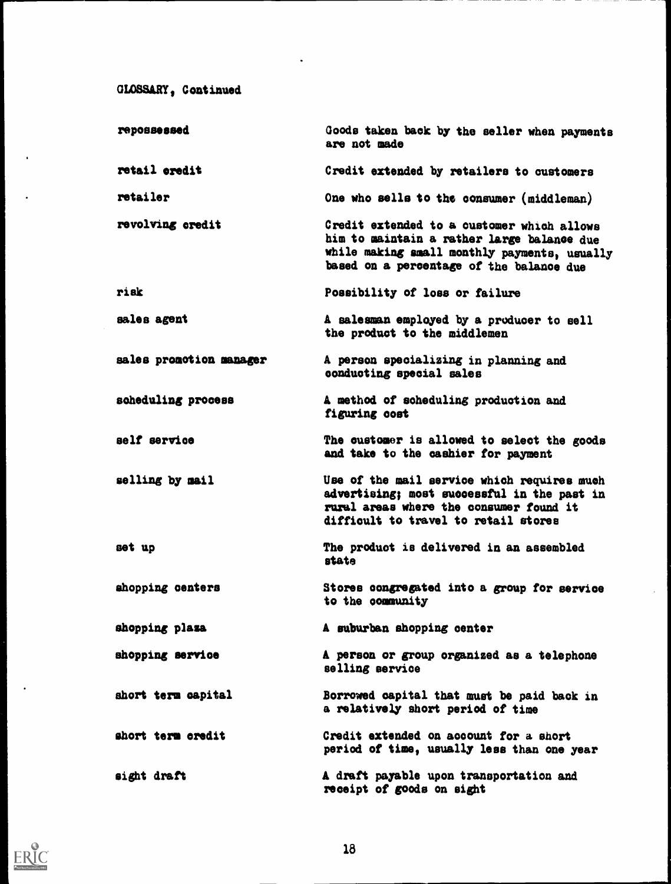GLOSSARY, Continued

| | |
|---|---|
| repossessed | Goods taken back by the seller when payments are not made |
| retail credit | Credit extended by retailers to customers |
| retailer | One who sells to the consumer (middleman) |
| revolving credit | Credit extended to a customer which allows him to maintain a rather large balance due while making small monthly payments, usually based on a percentage of the balance due |
| risk | Possibility of loss or failure |
| sales agent | A salesman employed by a producer to sell the product to the middlemen |
| sales promotion manager | A person specializing in planning and conducting special sales |
| scheduling process | A method of scheduling production and figuring cost |
| self service | The customer is allowed to select the goods and take to the cashier for payment |
| selling by mail | Use of the mail service which requires much advertising; most successful in the past in rural areas where the consumer found it difficult to travel to retail stores |
| set up | The product is delivered in an assembled state |
| shopping centers | Stores congregated into a group for service to the community |
| shopping plaza | A suburban shopping center |
| shopping service | A person or group organized as a telephone selling service |
| short term capital | Borrowed capital that must be paid back in a relatively short period of time |
| short term credit | Credit extended on account for a short period of time, usually less than one year |
| sight draft | A draft payable upon transportation and receipt of goods on sight |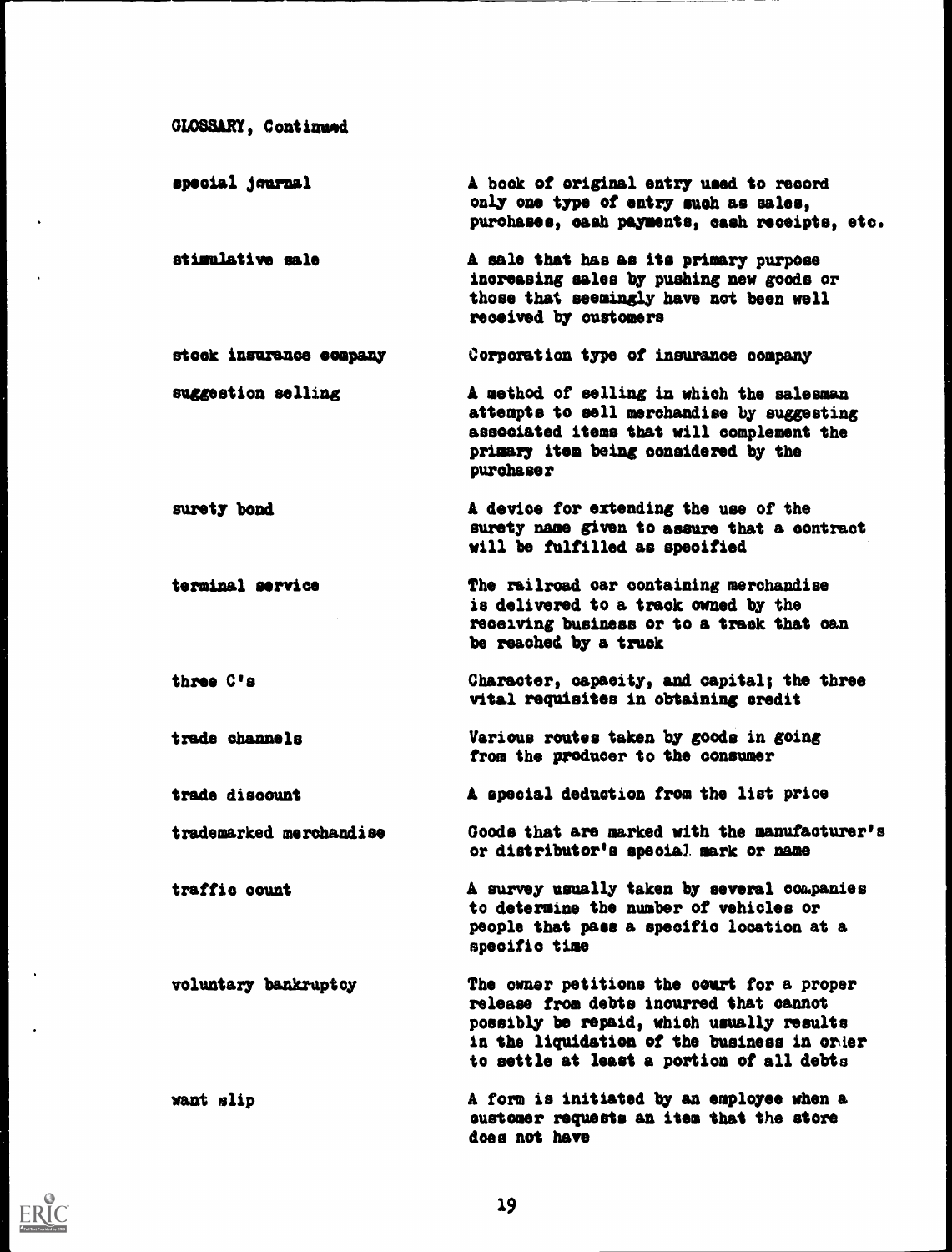GLOSSARY, Continued

| | |
|---|---|
| special journal | A book of original entry used to record only one type of entry such as sales, purchases, cash payments, cash receipts, etc. |
| stimulative sale | A sale that has as its primary purpose increasing sales by pushing new goods or those that seemingly have not been well received by customers |
| stock insurance company | Corporation type of insurance company |
| suggestion selling | A method of selling in which the salesman attempts to sell merchandise by suggesting associated items that will complement the primary item being considered by the purchaser |
| surety bond | A device for extending the use of the surety name given to assure that a contract will be fulfilled as specified |
| terminal service | The railroad car containing merchandise is delivered to a track owned by the receiving business or to a track that can be reached by a truck |
| three C's | Character, capacity, and capital; the three vital requisites in obtaining credit |
| trade channels | Various routes taken by goods in going from the producer to the consumer |
| trade discount | A special deduction from the list price |
| trademarked merchandise | Goods that are marked with the manufacturer's or distributor's special mark or name |
| traffic count | A survey usually taken by several companies to determine the number of vehicles or people that pass a specific location at a specific time |
| voluntary bankruptcy | The owner petitions the court for a proper release from debts incurred that cannot possibly be repaid, which usually results in the liquidation of the business in order to settle at least a portion of all debts |
| want slip | A form is initiated by an employee when a customer requests an item that the store does not have |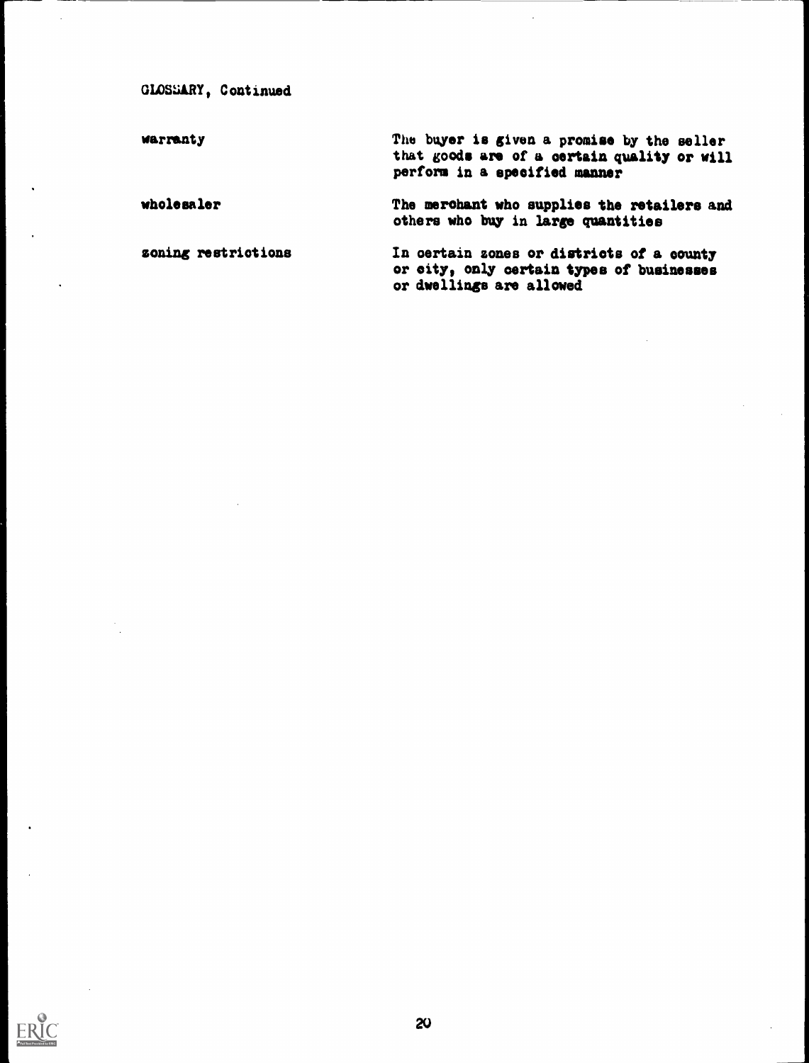GLOSSARY, Continued

| | |
|---|---|
| warranty | The buyer is given a promise by the seller that goods are of a certain quality or will perform in a specified manner |
| wholesaler | The merchant who supplies the retailers and others who buy in large quantities |
| zoning restrictions | In certain zones or districts of a county or city, only certain types of businesses or dwellings are allowed |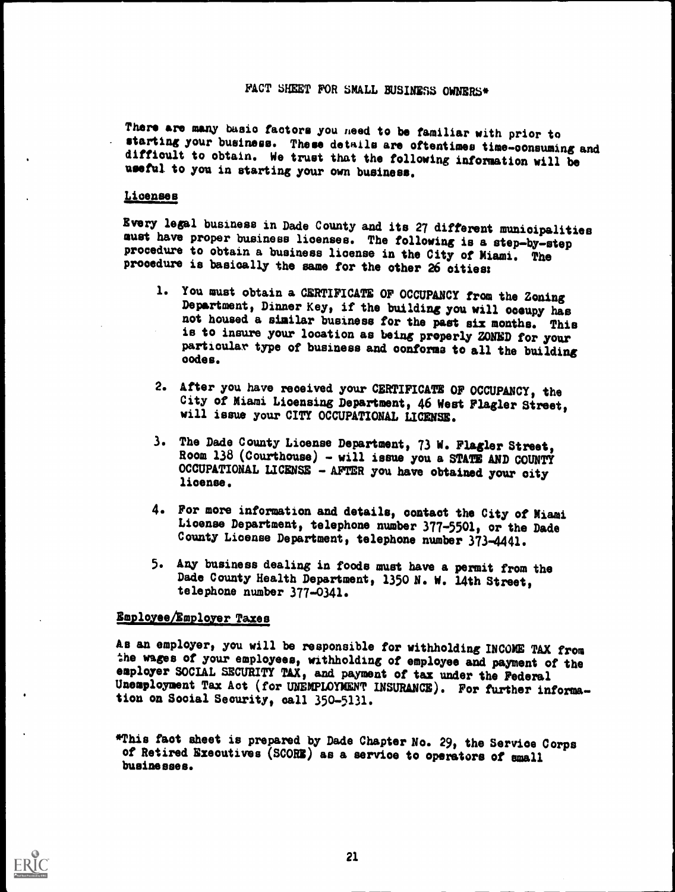# FACT SHEET FOR SMALL BUSINESS OWNERS*

There are many basic factors you need to be familiar with prior to starting your business. These details are oftentimes time-consuming and difficult to obtain. We trust that the following information will be useful to you in starting your own business.

## Licenses

Every legal business in Dade County and its 27 different municipalities must have proper business licenses. The following is a step-by-step procedure to obtain a business license in the City of Miami. The procedure is basically the same for the other 26 cities:

1. You must obtain a CERTIFICATE OF OCCUPANCY from the Zoning Department, Dinner Key, if the building you will occupy has not housed a similar business for the past six months. This is to insure your location as being properly ZONED for your particular type of business and conforms to all the building codes.

2. After you have received your CERTIFICATE OF OCCUPANCY, the City of Miami Licensing Department, 46 West Flagler Street, will issue your CITY OCCUPATIONAL LICENSE.

3. The Dade County License Department, 73 W. Flagler Street, Room 138 (Courthouse) - will issue you a STATE AND COUNTY OCCUPATIONAL LICENSE - AFTER you have obtained your city license.

4. For more information and details, contact the City of Miami License Department, telephone number 377-5501, or the Dade County License Department, telephone number 373-4441.

5. Any business dealing in foods must have a permit from the Dade County Health Department, 1350 N. W. 14th Street, telephone number 377-0341.

## Employee/Employer Taxes

As an employer, you will be responsible for withholding INCOME TAX from the wages of your employees, withholding of employee and payment of the employer SOCIAL SECURITY TAX, and payment of tax under the Federal Unemployment Tax Act (for UNEMPLOYMENT INSURANCE). For further information on Social Security, call 350-5131.

*This fact sheet is prepared by Dade Chapter No. 29, the Service Corps of Retired Executives (SCORE) as a service to operators of small businesses.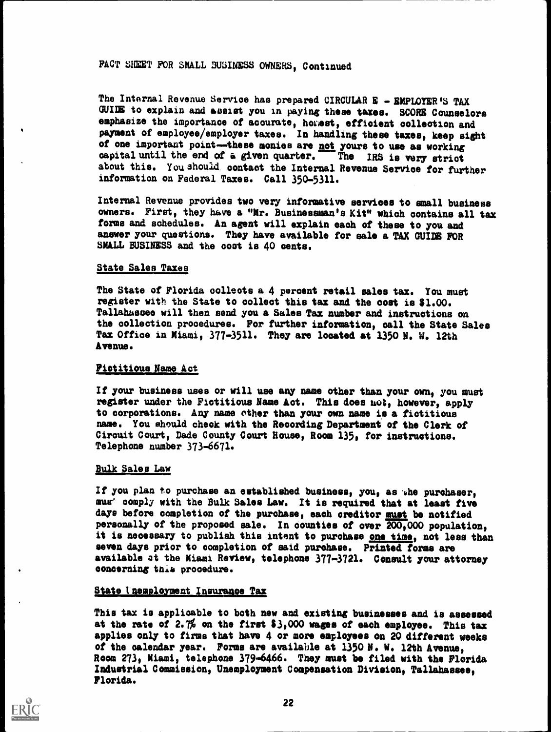FACT SHEET FOR SMALL BUSINESS OWNERS, Continued

The Internal Revenue Service has prepared CIRCULAR E - EMPLOYER'S TAX GUIDE to explain and assist you in paying these taxes. SCORE Counselors emphasize the importance of accurate, honest, efficient collection and payment of employee/employer taxes. In handling these taxes, keep sight of one important point—these monies are <u>not</u> yours to use as working capital until the end of a given quarter. The IRS is very strict about this. You should contact the Internal Revenue Service for further information on Federal Taxes. Call 350-5311.

Internal Revenue provides two very informative services to small business owners. First, they have a "Mr. Businessman's Kit" which contains all tax forms and schedules. An agent will explain each of these to you and answer your questions. They have available for sale a TAX GUIDE FOR SMALL BUSINESS and the cost is 40 cents.

## State Sales Taxes

The State of Florida collects a 4 percent retail sales tax. You must register with the State to collect this tax and the cost is $1.00. Tallahassee will then send you a Sales Tax number and instructions on the collection procedures. For further information, call the State Sales Tax Office in Miami, 377-3511. They are located at 1350 N. W. 12th Avenue.

## Fictitious Name Act

If your business uses or will use any name other than your own, you must register under the Fictitious Name Act. This does not, however, apply to corporations. Any name other than your own name is a fictitious name. You should check with the Recording Department of the Clerk of Circuit Court, Dade County Court House, Room 135, for instructions. Telephone number 373-6671.

## Bulk Sales Law

If you plan to purchase an established business, you, as the purchaser, must comply with the Bulk Sales Law. It is required that at least five days before completion of the purchase, each creditor <u>must</u> be notified personally of the proposed sale. In counties of over 200,000 population, it is necessary to publish this intent to purchase <u>one time</u>, not less than seven days prior to completion of said purchase. Printed forms are available at the Miami Review, telephone 377-3721. Consult your attorney concerning this procedure.

## State Unemployment Insurance Tax

This tax is applicable to both new and existing businesses and is assessed at the rate of 2.7% on the first $3,000 wages of each employee. This tax applies only to firms that have 4 or more employees on 20 different weeks of the calendar year. Forms are available at 1350 N. W. 12th Avenue, Room 273, Miami, telephone 379-6466. They must be filed with the Florida Industrial Commission, Unemployment Compensation Division, Tallahassee, Florida.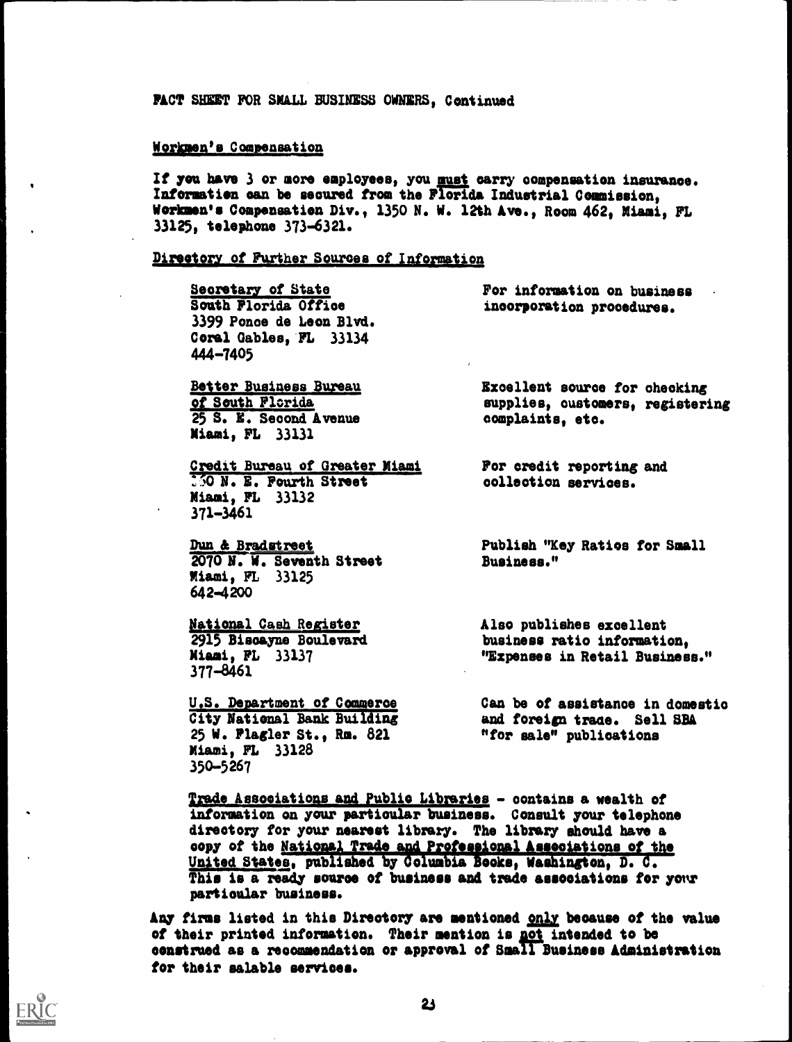FACT SHEET FOR SMALL BUSINESS OWNERS, Continued

## Workmen's Compensation

If you have 3 or more employees, you **must** carry compensation insurance. Information can be secured from the Florida Industrial Commission, Workmen's Compensation Div., 1350 N. W. 12th Ave., Room 462, Miami, FL 33125, telephone 373-6321.

## Directory of Further Sources of Information

| | |
|---|---|
| Secretary of State<br>South Florida Office<br>3399 Ponce de Leon Blvd.<br>Coral Gables, FL 33134<br>444-7405 | For information on business incorporation procedures. |
| Better Business Bureau of South Florida<br>25 S. E. Second Avenue<br>Miami, FL 33131 | Excellent source for checking supplies, customers, registering complaints, etc. |
| Credit Bureau of Greater Miami<br>:50 N. E. Fourth Street<br>Miami, FL 33132<br>371-3461 | For credit reporting and collection services. |
| Dun & Bradstreet<br>2070 N. W. Seventh Street<br>Miami, FL 33125<br>642-4200 | Publish "Key Ratios for Small Business." |
| National Cash Register<br>2915 Biscayne Boulevard<br>Miami, FL 33137<br>377-8461 | Also publishes excellent business ratio information, "Expenses in Retail Business." |
| U.S. Department of Commerce<br>City National Bank Building<br>25 W. Flagler St., Rm. 821<br>Miami, FL 33128<br>350-5267 | Can be of assistance in domestic and foreign trade. Sell SBA "for sale" publications |

Trade Associations and Public Libraries - contains a wealth of information on your particular business. Consult your telephone directory for your nearest library. The library should have a copy of the National Trade and Professional Associations of the United States, published by Columbia Books, Washington, D. C. This is a ready source of business and trade associations for your particular business.

Any firms listed in this Directory are mentioned **only** because of the value of their printed information. Their mention is **not** intended to be construed as a recommendation or approval of Small Business Administration for their salable services.